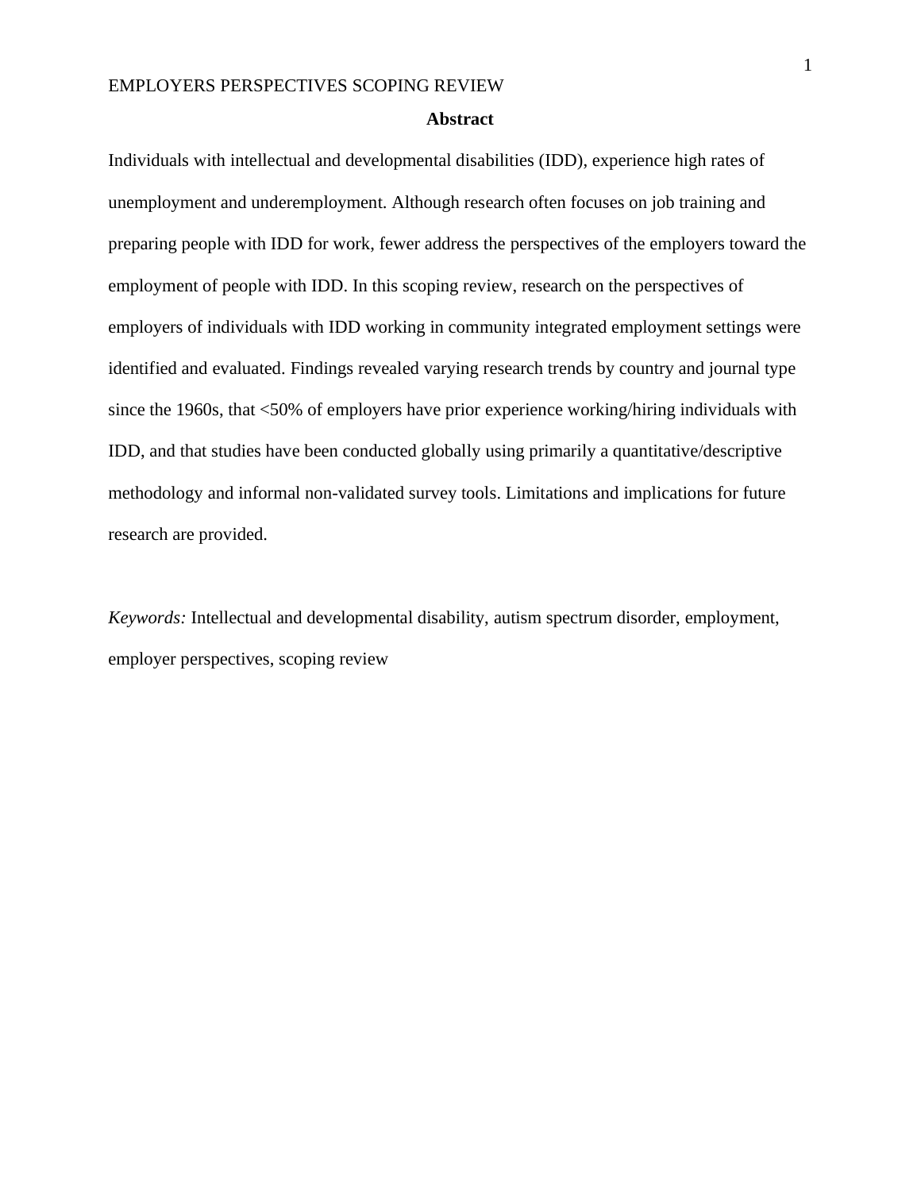## Abstract

Individuals with intellectual and developmental disabilities (IDD), experience high rates of unemployment and underemployment. Although research often focuses on job training and preparing people with IDD for work, fewer address the perspectives of the employers toward the employment of people with IDD. In this scoping review, research on the perspectives of employers of individuals with IDD working in community integrated employment settings were identified and evaluated. Findings revealed varying research trends by country and journal type since the 1960s, that <50% of employers have prior experience working/hiring individuals with IDD, and that studies have been conducted globally using primarily a quantitative/descriptive methodology and informal non-validated survey tools. Limitations and implications for future research are provided.

*Keywords:* Intellectual and developmental disability, autism spectrum disorder, employment, employer perspectives, scoping review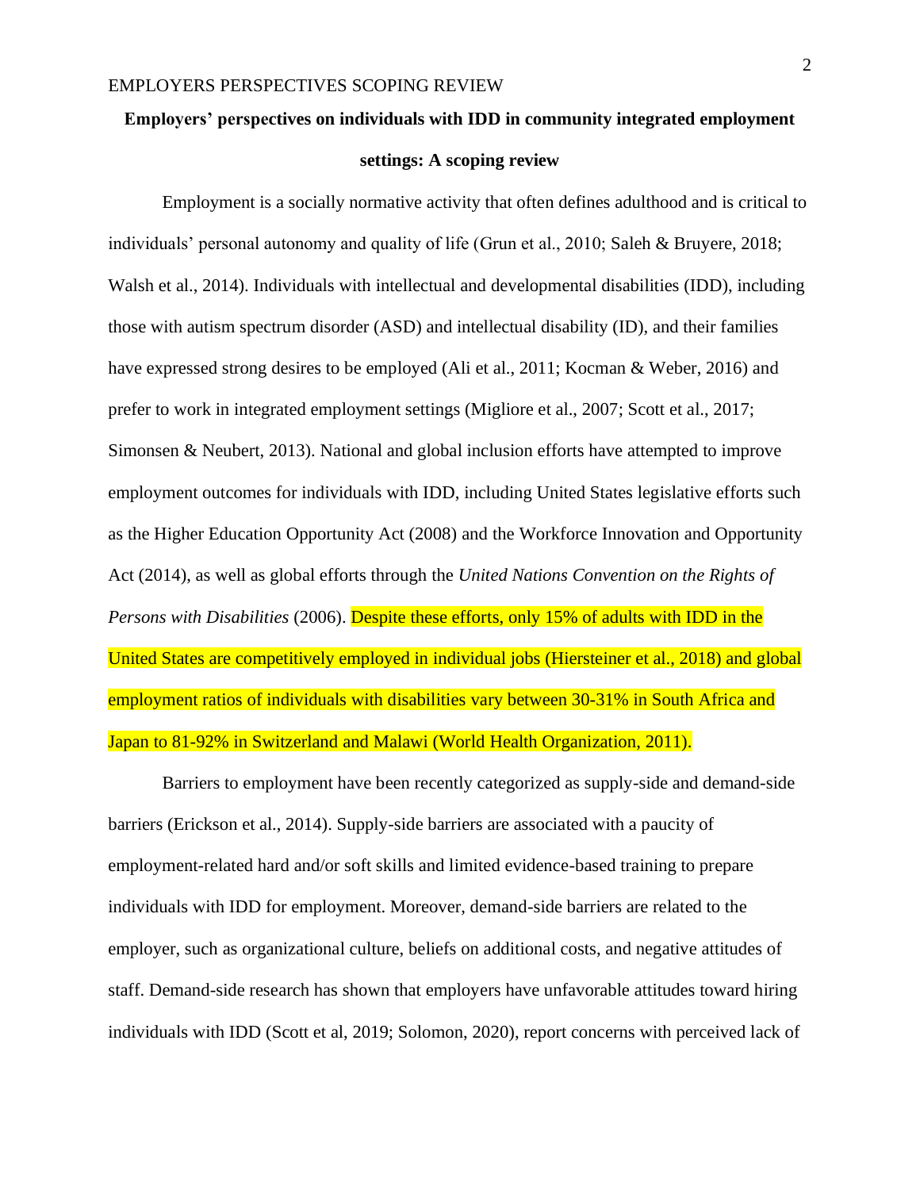**Employers' perspectives on individuals with IDD in community integrated employment settings: A scoping review**

Employment is a socially normative activity that often defines adulthood and is critical to individuals' personal autonomy and quality of life (Grun et al., 2010; Saleh & Bruyere, 2018; Walsh et al., 2014). Individuals with intellectual and developmental disabilities (IDD), including those with autism spectrum disorder (ASD) and intellectual disability (ID), and their families have expressed strong desires to be employed (Ali et al., 2011; Kocman & Weber, 2016) and prefer to work in integrated employment settings (Migliore et al., 2007; Scott et al., 2017; Simonsen & Neubert, 2013). National and global inclusion efforts have attempted to improve employment outcomes for individuals with IDD, including United States legislative efforts such as the Higher Education Opportunity Act (2008) and the Workforce Innovation and Opportunity Act (2014), as well as global efforts through the *United Nations Convention on the Rights of Persons with Disabilities* (2006). Despite these efforts, only 15% of adults with IDD in the United States are competitively employed in individual jobs (Hiersteiner et al., 2018) and global employment ratios of individuals with disabilities vary between 30-31% in South Africa and Japan to 81-92% in Switzerland and Malawi (World Health Organization, 2011).

Barriers to employment have been recently categorized as supply-side and demand-side barriers (Erickson et al., 2014). Supply-side barriers are associated with a paucity of employment-related hard and/or soft skills and limited evidence-based training to prepare individuals with IDD for employment. Moreover, demand-side barriers are related to the employer, such as organizational culture, beliefs on additional costs, and negative attitudes of staff. Demand-side research has shown that employers have unfavorable attitudes toward hiring individuals with IDD (Scott et al, 2019; Solomon, 2020), report concerns with perceived lack of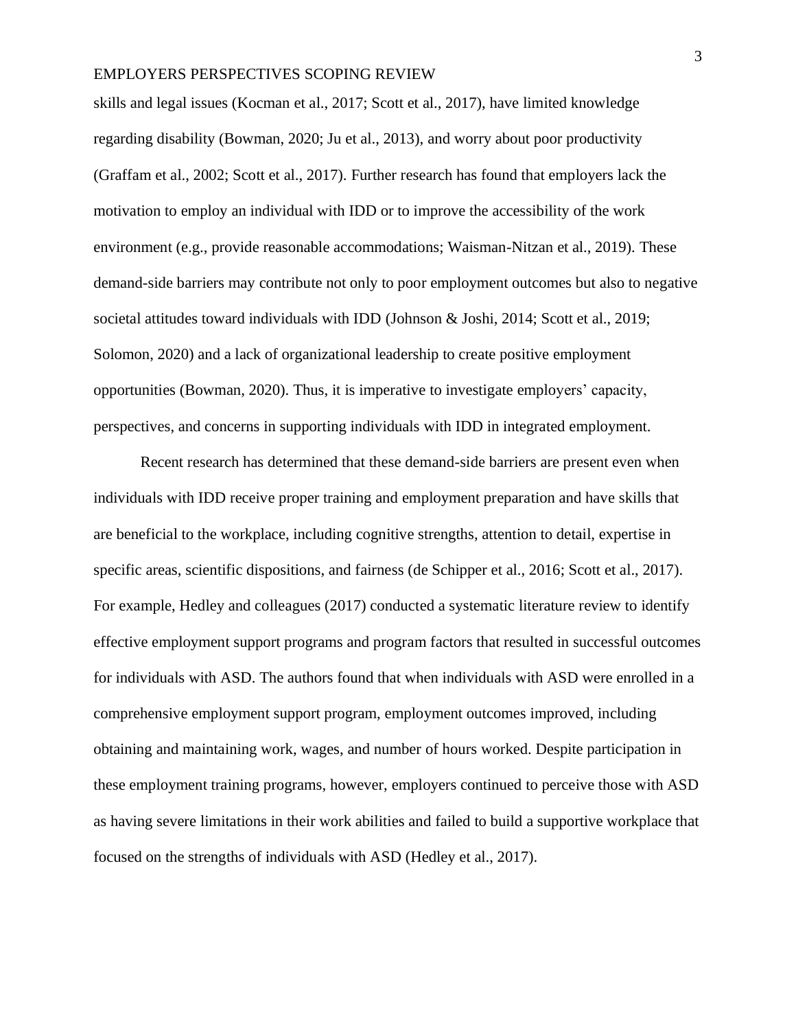skills and legal issues (Kocman et al., 2017; Scott et al., 2017), have limited knowledge regarding disability (Bowman, 2020; Ju et al., 2013), and worry about poor productivity (Graffam et al., 2002; Scott et al., 2017). Further research has found that employers lack the motivation to employ an individual with IDD or to improve the accessibility of the work environment (e.g., provide reasonable accommodations; Waisman-Nitzan et al., 2019). These demand-side barriers may contribute not only to poor employment outcomes but also to negative societal attitudes toward individuals with IDD (Johnson & Joshi, 2014; Scott et al., 2019; Solomon, 2020) and a lack of organizational leadership to create positive employment opportunities (Bowman, 2020). Thus, it is imperative to investigate employers' capacity, perspectives, and concerns in supporting individuals with IDD in integrated employment.

Recent research has determined that these demand-side barriers are present even when individuals with IDD receive proper training and employment preparation and have skills that are beneficial to the workplace, including cognitive strengths, attention to detail, expertise in specific areas, scientific dispositions, and fairness (de Schipper et al., 2016; Scott et al., 2017). For example, Hedley and colleagues (2017) conducted a systematic literature review to identify effective employment support programs and program factors that resulted in successful outcomes for individuals with ASD. The authors found that when individuals with ASD were enrolled in a comprehensive employment support program, employment outcomes improved, including obtaining and maintaining work, wages, and number of hours worked. Despite participation in these employment training programs, however, employers continued to perceive those with ASD as having severe limitations in their work abilities and failed to build a supportive workplace that focused on the strengths of individuals with ASD (Hedley et al., 2017).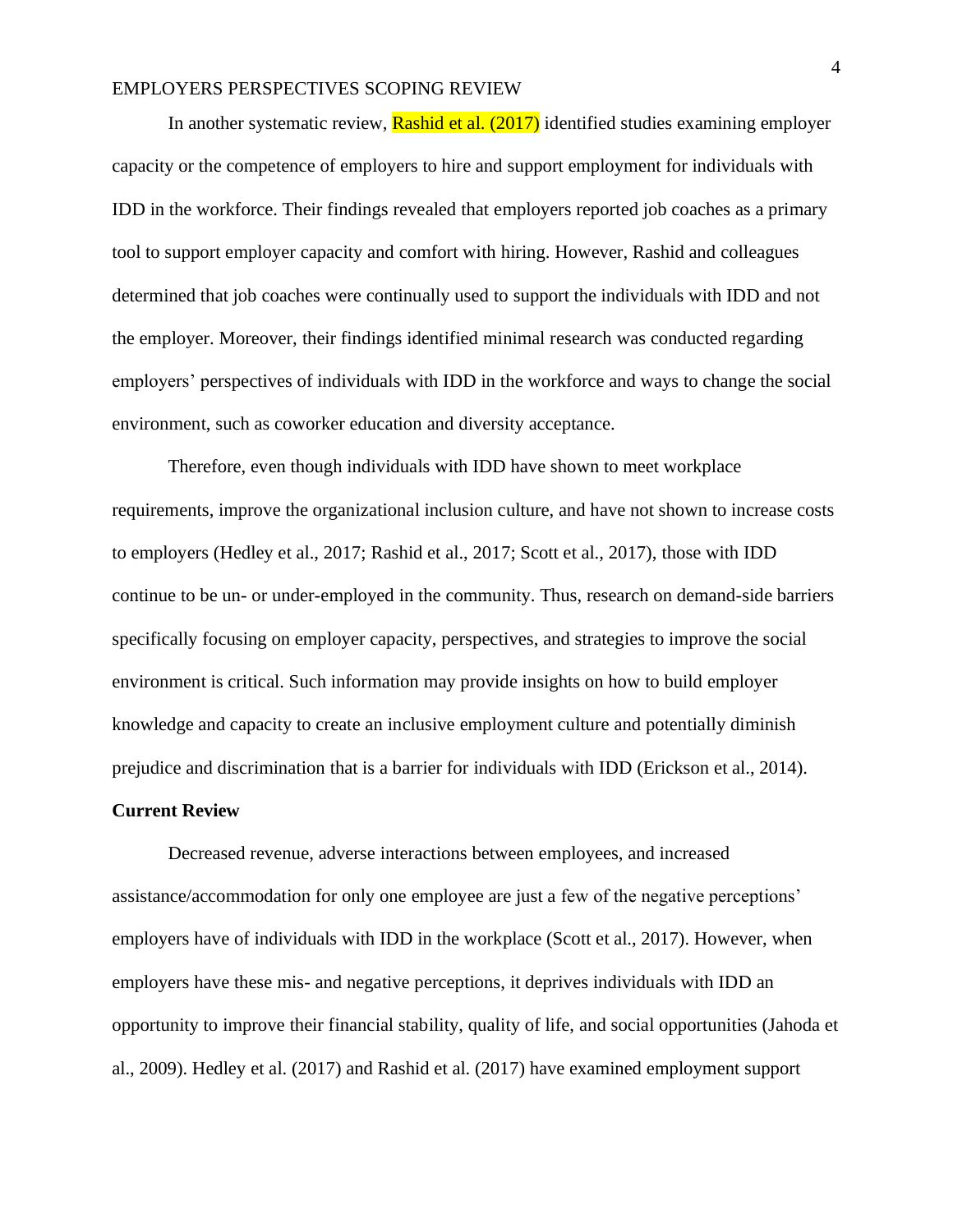In another systematic review, Rashid et al. (2017) identified studies examining employer capacity or the competence of employers to hire and support employment for individuals with IDD in the workforce. Their findings revealed that employers reported job coaches as a primary tool to support employer capacity and comfort with hiring. However, Rashid and colleagues determined that job coaches were continually used to support the individuals with IDD and not the employer. Moreover, their findings identified minimal research was conducted regarding employers' perspectives of individuals with IDD in the workforce and ways to change the social environment, such as coworker education and diversity acceptance.

Therefore, even though individuals with IDD have shown to meet workplace requirements, improve the organizational inclusion culture, and have not shown to increase costs to employers (Hedley et al., 2017; Rashid et al., 2017; Scott et al., 2017), those with IDD continue to be un- or under-employed in the community. Thus, research on demand-side barriers specifically focusing on employer capacity, perspectives, and strategies to improve the social environment is critical. Such information may provide insights on how to build employer knowledge and capacity to create an inclusive employment culture and potentially diminish prejudice and discrimination that is a barrier for individuals with IDD (Erickson et al., 2014).

## Current Review

Decreased revenue, adverse interactions between employees, and increased assistance/accommodation for only one employee are just a few of the negative perceptions' employers have of individuals with IDD in the workplace (Scott et al., 2017). However, when employers have these mis- and negative perceptions, it deprives individuals with IDD an opportunity to improve their financial stability, quality of life, and social opportunities (Jahoda et al., 2009). Hedley et al. (2017) and Rashid et al. (2017) have examined employment support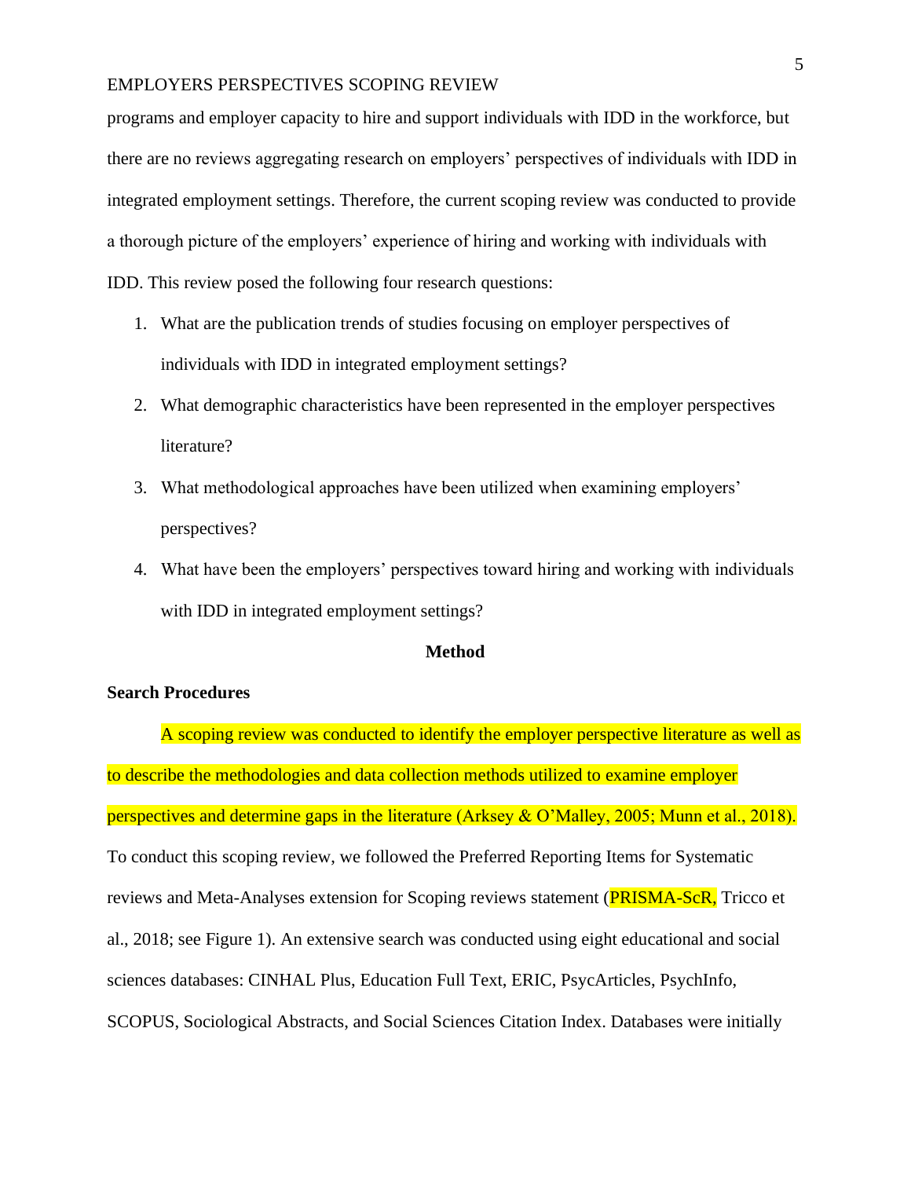programs and employer capacity to hire and support individuals with IDD in the workforce, but there are no reviews aggregating research on employers' perspectives of individuals with IDD in integrated employment settings. Therefore, the current scoping review was conducted to provide a thorough picture of the employers' experience of hiring and working with individuals with IDD. This review posed the following four research questions:

1. What are the publication trends of studies focusing on employer perspectives of individuals with IDD in integrated employment settings?
2. What demographic characteristics have been represented in the employer perspectives literature?
3. What methodological approaches have been utilized when examining employers' perspectives?
4. What have been the employers' perspectives toward hiring and working with individuals with IDD in integrated employment settings?

## Method

### Search Procedures

A scoping review was conducted to identify the employer perspective literature as well as to describe the methodologies and data collection methods utilized to examine employer perspectives and determine gaps in the literature (Arksey & O'Malley, 2005; Munn et al., 2018). To conduct this scoping review, we followed the Preferred Reporting Items for Systematic reviews and Meta-Analyses extension for Scoping reviews statement (PRISMA-ScR, Tricco et al., 2018; see Figure 1). An extensive search was conducted using eight educational and social sciences databases: CINHAL Plus, Education Full Text, ERIC, PsycArticles, PsychInfo, SCOPUS, Sociological Abstracts, and Social Sciences Citation Index. Databases were initially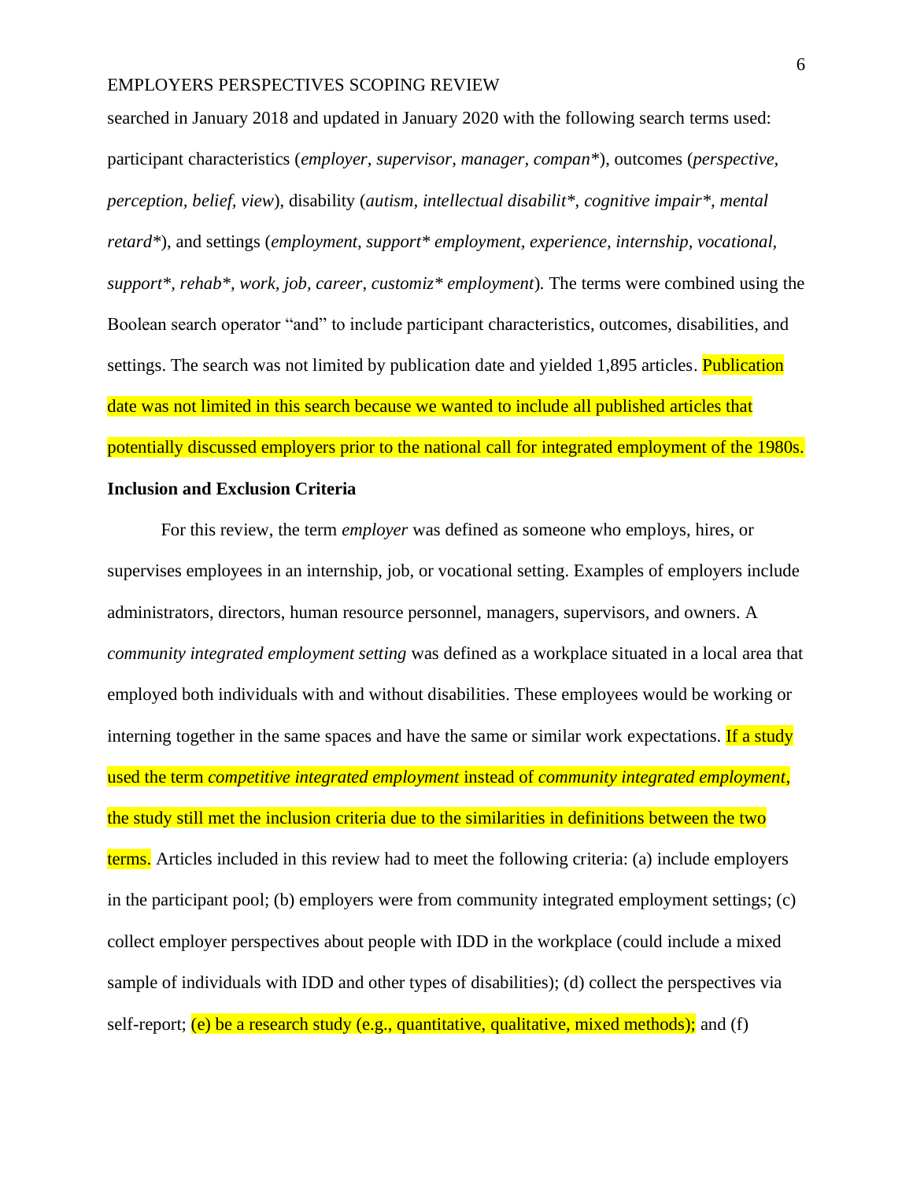searched in January 2018 and updated in January 2020 with the following search terms used: participant characteristics (*employer, supervisor, manager, compan**), outcomes (*perspective, perception, belief, view*), disability (*autism, intellectual disabilit*, cognitive impair*, mental retard**), and settings (*employment, support* employment, experience, internship, vocational, support*, rehab*, work, job, career, customiz* employment*). The terms were combined using the Boolean search operator "and" to include participant characteristics, outcomes, disabilities, and settings. The search was not limited by publication date and yielded 1,895 articles. Publication date was not limited in this search because we wanted to include all published articles that potentially discussed employers prior to the national call for integrated employment of the 1980s.

### Inclusion and Exclusion Criteria

For this review, the term *employer* was defined as someone who employs, hires, or supervises employees in an internship, job, or vocational setting. Examples of employers include administrators, directors, human resource personnel, managers, supervisors, and owners. A *community integrated employment setting* was defined as a workplace situated in a local area that employed both individuals with and without disabilities. These employees would be working or interning together in the same spaces and have the same or similar work expectations. If a study used the term *competitive integrated employment* instead of *community integrated employment*, the study still met the inclusion criteria due to the similarities in definitions between the two terms. Articles included in this review had to meet the following criteria: (a) include employers in the participant pool; (b) employers were from community integrated employment settings; (c) collect employer perspectives about people with IDD in the workplace (could include a mixed sample of individuals with IDD and other types of disabilities); (d) collect the perspectives via self-report; (e) be a research study (e.g., quantitative, qualitative, mixed methods); and (f)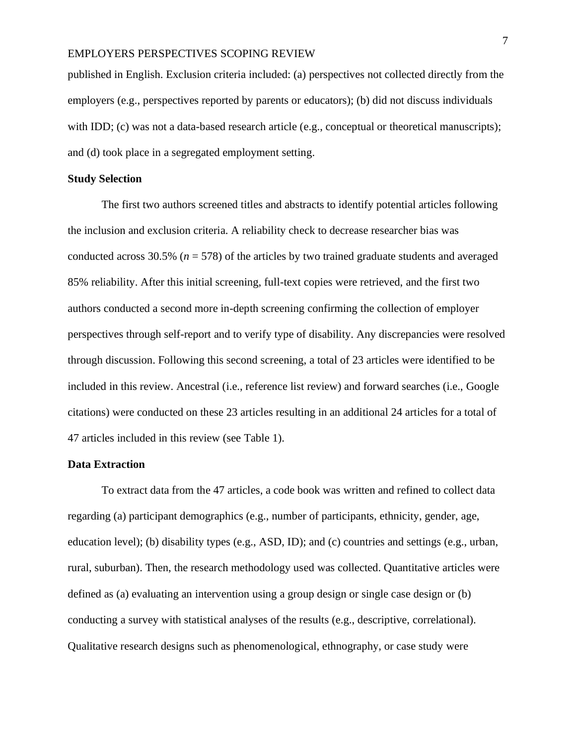published in English. Exclusion criteria included: (a) perspectives not collected directly from the employers (e.g., perspectives reported by parents or educators); (b) did not discuss individuals with IDD; (c) was not a data-based research article (e.g., conceptual or theoretical manuscripts); and (d) took place in a segregated employment setting.

### Study Selection

The first two authors screened titles and abstracts to identify potential articles following the inclusion and exclusion criteria. A reliability check to decrease researcher bias was conducted across 30.5% ($n = 578$) of the articles by two trained graduate students and averaged 85% reliability. After this initial screening, full-text copies were retrieved, and the first two authors conducted a second more in-depth screening confirming the collection of employer perspectives through self-report and to verify type of disability. Any discrepancies were resolved through discussion. Following this second screening, a total of 23 articles were identified to be included in this review. Ancestral (i.e., reference list review) and forward searches (i.e., Google citations) were conducted on these 23 articles resulting in an additional 24 articles for a total of 47 articles included in this review (see Table 1).

### Data Extraction

To extract data from the 47 articles, a code book was written and refined to collect data regarding (a) participant demographics (e.g., number of participants, ethnicity, gender, age, education level); (b) disability types (e.g., ASD, ID); and (c) countries and settings (e.g., urban, rural, suburban). Then, the research methodology used was collected. Quantitative articles were defined as (a) evaluating an intervention using a group design or single case design or (b) conducting a survey with statistical analyses of the results (e.g., descriptive, correlational). Qualitative research designs such as phenomenological, ethnography, or case study were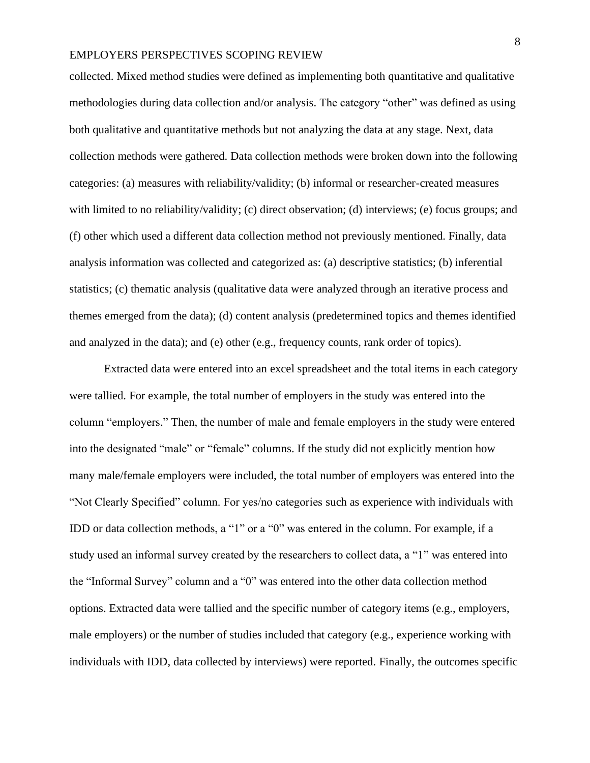collected. Mixed method studies were defined as implementing both quantitative and qualitative methodologies during data collection and/or analysis. The category "other" was defined as using both qualitative and quantitative methods but not analyzing the data at any stage. Next, data collection methods were gathered. Data collection methods were broken down into the following categories: (a) measures with reliability/validity; (b) informal or researcher-created measures with limited to no reliability/validity; (c) direct observation; (d) interviews; (e) focus groups; and (f) other which used a different data collection method not previously mentioned. Finally, data analysis information was collected and categorized as: (a) descriptive statistics; (b) inferential statistics; (c) thematic analysis (qualitative data were analyzed through an iterative process and themes emerged from the data); (d) content analysis (predetermined topics and themes identified and analyzed in the data); and (e) other (e.g., frequency counts, rank order of topics).

Extracted data were entered into an excel spreadsheet and the total items in each category were tallied. For example, the total number of employers in the study was entered into the column "employers." Then, the number of male and female employers in the study were entered into the designated "male" or "female" columns. If the study did not explicitly mention how many male/female employers were included, the total number of employers was entered into the "Not Clearly Specified" column. For yes/no categories such as experience with individuals with IDD or data collection methods, a "1" or a "0" was entered in the column. For example, if a study used an informal survey created by the researchers to collect data, a "1" was entered into the "Informal Survey" column and a "0" was entered into the other data collection method options. Extracted data were tallied and the specific number of category items (e.g., employers, male employers) or the number of studies included that category (e.g., experience working with individuals with IDD, data collected by interviews) were reported. Finally, the outcomes specific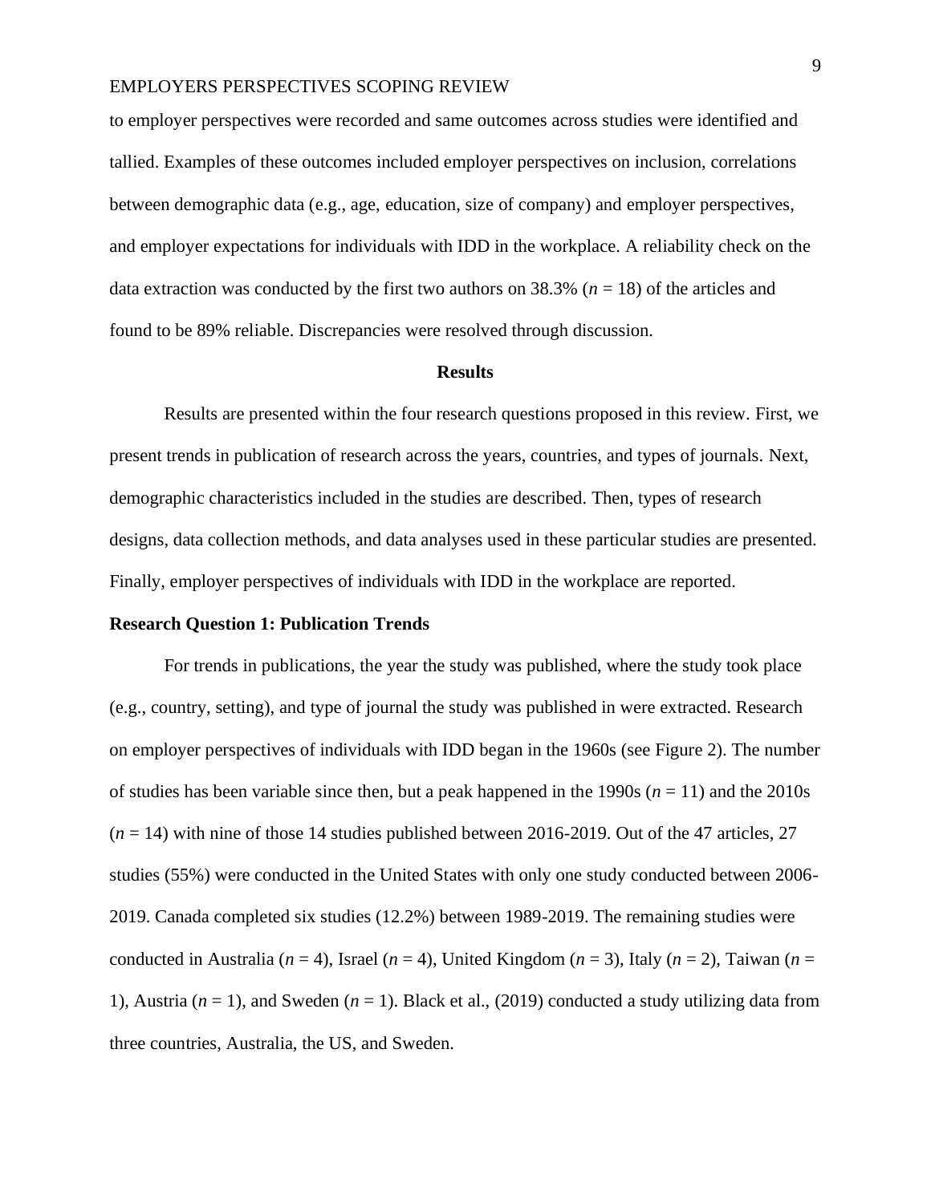to employer perspectives were recorded and same outcomes across studies were identified and tallied. Examples of these outcomes included employer perspectives on inclusion, correlations between demographic data (e.g., age, education, size of company) and employer perspectives, and employer expectations for individuals with IDD in the workplace. A reliability check on the data extraction was conducted by the first two authors on 38.3% ($n$ = 18) of the articles and found to be 89% reliable. Discrepancies were resolved through discussion.

## Results

Results are presented within the four research questions proposed in this review. First, we present trends in publication of research across the years, countries, and types of journals. Next, demographic characteristics included in the studies are described. Then, types of research designs, data collection methods, and data analyses used in these particular studies are presented. Finally, employer perspectives of individuals with IDD in the workplace are reported.

### Research Question 1: Publication Trends

For trends in publications, the year the study was published, where the study took place (e.g., country, setting), and type of journal the study was published in were extracted. Research on employer perspectives of individuals with IDD began in the 1960s (see Figure 2). The number of studies has been variable since then, but a peak happened in the 1990s ($n$ = 11) and the 2010s ($n$ = 14) with nine of those 14 studies published between 2016-2019. Out of the 47 articles, 27 studies (55%) were conducted in the United States with only one study conducted between 2006-2019. Canada completed six studies (12.2%) between 1989-2019. The remaining studies were conducted in Australia ($n$ = 4), Israel ($n$ = 4), United Kingdom ($n$ = 3), Italy ($n$ = 2), Taiwan ($n$ = 1), Austria ($n$ = 1), and Sweden ($n$ = 1). Black et al., (2019) conducted a study utilizing data from three countries, Australia, the US, and Sweden.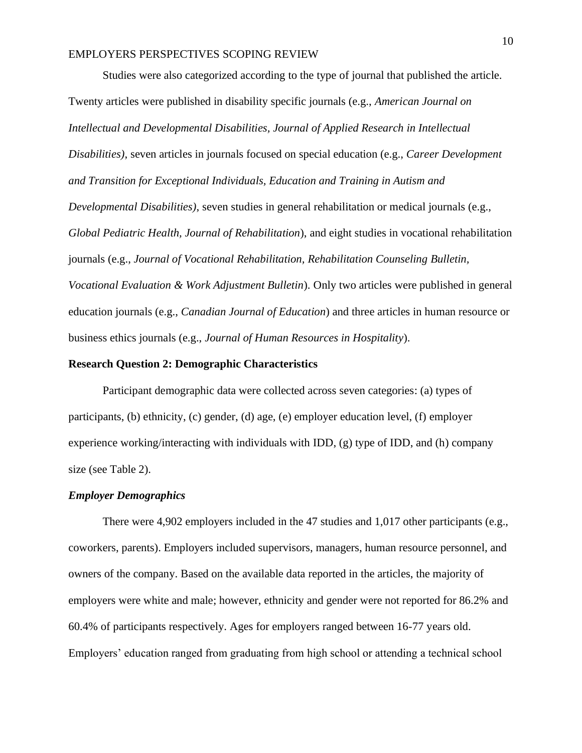Studies were also categorized according to the type of journal that published the article. Twenty articles were published in disability specific journals (e.g., *American Journal on Intellectual and Developmental Disabilities, Journal of Applied Research in Intellectual Disabilities)*, seven articles in journals focused on special education (e.g., *Career Development and Transition for Exceptional Individuals, Education and Training in Autism and Developmental Disabilities)*, seven studies in general rehabilitation or medical journals (e.g., *Global Pediatric Health, Journal of Rehabilitation*), and eight studies in vocational rehabilitation journals (e.g., *Journal of Vocational Rehabilitation, Rehabilitation Counseling Bulletin, Vocational Evaluation & Work Adjustment Bulletin*). Only two articles were published in general education journals (e.g., *Canadian Journal of Education*) and three articles in human resource or business ethics journals (e.g., *Journal of Human Resources in Hospitality*).

## Research Question 2: Demographic Characteristics

Participant demographic data were collected across seven categories: (a) types of participants, (b) ethnicity, (c) gender, (d) age, (e) employer education level, (f) employer experience working/interacting with individuals with IDD, (g) type of IDD, and (h) company size (see Table 2).

### *Employer Demographics*

There were 4,902 employers included in the 47 studies and 1,017 other participants (e.g., coworkers, parents). Employers included supervisors, managers, human resource personnel, and owners of the company. Based on the available data reported in the articles, the majority of employers were white and male; however, ethnicity and gender were not reported for 86.2% and 60.4% of participants respectively. Ages for employers ranged between 16-77 years old. Employers' education ranged from graduating from high school or attending a technical school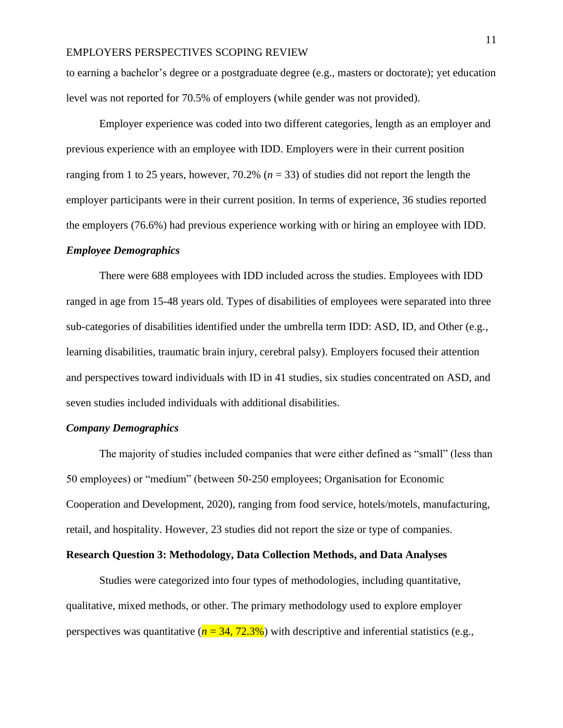to earning a bachelor's degree or a postgraduate degree (e.g., masters or doctorate); yet education level was not reported for 70.5% of employers (while gender was not provided).

Employer experience was coded into two different categories, length as an employer and previous experience with an employee with IDD. Employers were in their current position ranging from 1 to 25 years, however, 70.2% ($n$ = 33) of studies did not report the length the employer participants were in their current position. In terms of experience, 36 studies reported the employers (76.6%) had previous experience working with or hiring an employee with IDD.

### *Employee Demographics*

There were 688 employees with IDD included across the studies. Employees with IDD ranged in age from 15-48 years old. Types of disabilities of employees were separated into three sub-categories of disabilities identified under the umbrella term IDD: ASD, ID, and Other (e.g., learning disabilities, traumatic brain injury, cerebral palsy). Employers focused their attention and perspectives toward individuals with ID in 41 studies, six studies concentrated on ASD, and seven studies included individuals with additional disabilities.

### *Company Demographics*

The majority of studies included companies that were either defined as "small" (less than 50 employees) or "medium" (between 50-250 employees; Organisation for Economic Cooperation and Development, 2020), ranging from food service, hotels/motels, manufacturing, retail, and hospitality. However, 23 studies did not report the size or type of companies.

## Research Question 3: Methodology, Data Collection Methods, and Data Analyses

Studies were categorized into four types of methodologies, including quantitative, qualitative, mixed methods, or other. The primary methodology used to explore employer perspectives was quantitative ($n$ = 34, 72.3%) with descriptive and inferential statistics (e.g.,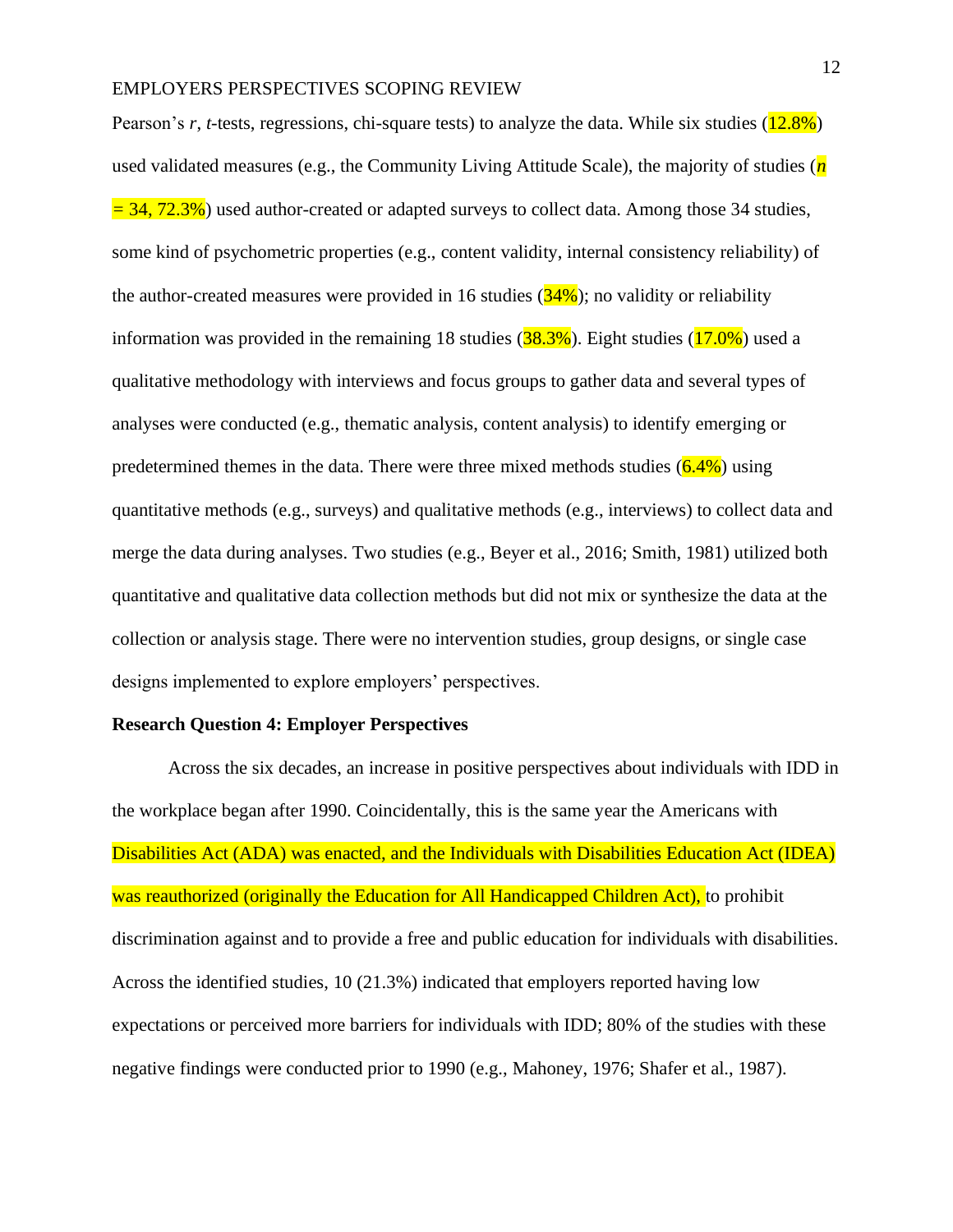Pearson's *r*, *t*-tests, regressions, chi-square tests) to analyze the data. While six studies (12.8%) used validated measures (e.g., the Community Living Attitude Scale), the majority of studies (*n* = 34, 72.3%) used author-created or adapted surveys to collect data. Among those 34 studies, some kind of psychometric properties (e.g., content validity, internal consistency reliability) of the author-created measures were provided in 16 studies (34%); no validity or reliability information was provided in the remaining 18 studies (38.3%). Eight studies (17.0%) used a qualitative methodology with interviews and focus groups to gather data and several types of analyses were conducted (e.g., thematic analysis, content analysis) to identify emerging or predetermined themes in the data. There were three mixed methods studies (6.4%) using quantitative methods (e.g., surveys) and qualitative methods (e.g., interviews) to collect data and merge the data during analyses. Two studies (e.g., Beyer et al., 2016; Smith, 1981) utilized both quantitative and qualitative data collection methods but did not mix or synthesize the data at the collection or analysis stage. There were no intervention studies, group designs, or single case designs implemented to explore employers' perspectives.

**Research Question 4: Employer Perspectives**

Across the six decades, an increase in positive perspectives about individuals with IDD in the workplace began after 1990. Coincidentally, this is the same year the Americans with Disabilities Act (ADA) was enacted, and the Individuals with Disabilities Education Act (IDEA) was reauthorized (originally the Education for All Handicapped Children Act), to prohibit discrimination against and to provide a free and public education for individuals with disabilities. Across the identified studies, 10 (21.3%) indicated that employers reported having low expectations or perceived more barriers for individuals with IDD; 80% of the studies with these negative findings were conducted prior to 1990 (e.g., Mahoney, 1976; Shafer et al., 1987).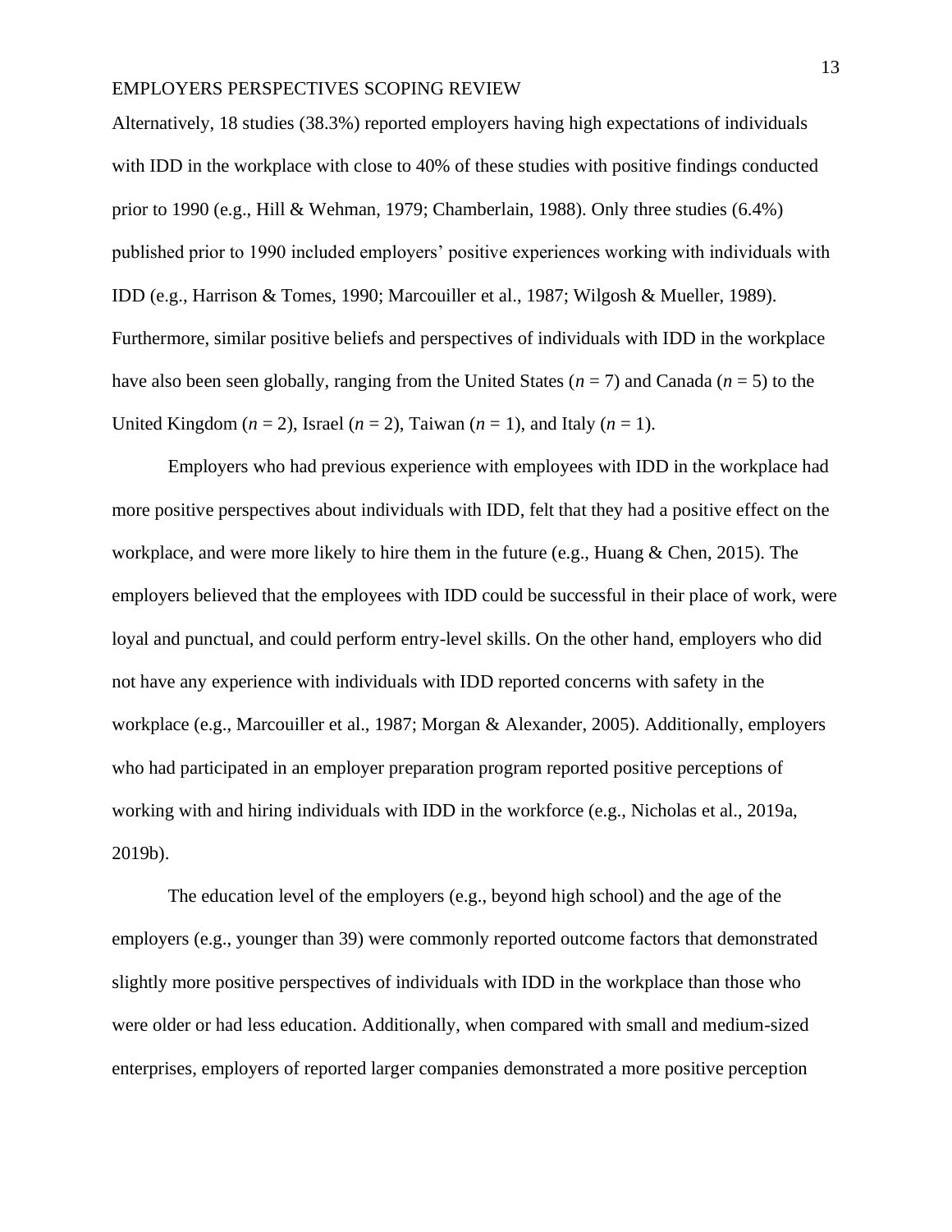Alternatively, 18 studies (38.3%) reported employers having high expectations of individuals with IDD in the workplace with close to 40% of these studies with positive findings conducted prior to 1990 (e.g., Hill & Wehman, 1979; Chamberlain, 1988). Only three studies (6.4%) published prior to 1990 included employers' positive experiences working with individuals with IDD (e.g., Harrison & Tomes, 1990; Marcouiller et al., 1987; Wilgosh & Mueller, 1989). Furthermore, similar positive beliefs and perspectives of individuals with IDD in the workplace have also been seen globally, ranging from the United States (*n* = 7) and Canada (*n* = 5) to the United Kingdom (*n* = 2), Israel (*n* = 2), Taiwan (*n* = 1), and Italy (*n* = 1).

Employers who had previous experience with employees with IDD in the workplace had more positive perspectives about individuals with IDD, felt that they had a positive effect on the workplace, and were more likely to hire them in the future (e.g., Huang & Chen, 2015). The employers believed that the employees with IDD could be successful in their place of work, were loyal and punctual, and could perform entry-level skills. On the other hand, employers who did not have any experience with individuals with IDD reported concerns with safety in the workplace (e.g., Marcouiller et al., 1987; Morgan & Alexander, 2005). Additionally, employers who had participated in an employer preparation program reported positive perceptions of working with and hiring individuals with IDD in the workforce (e.g., Nicholas et al., 2019a, 2019b).

The education level of the employers (e.g., beyond high school) and the age of the employers (e.g., younger than 39) were commonly reported outcome factors that demonstrated slightly more positive perspectives of individuals with IDD in the workplace than those who were older or had less education. Additionally, when compared with small and medium-sized enterprises, employers of reported larger companies demonstrated a more positive perception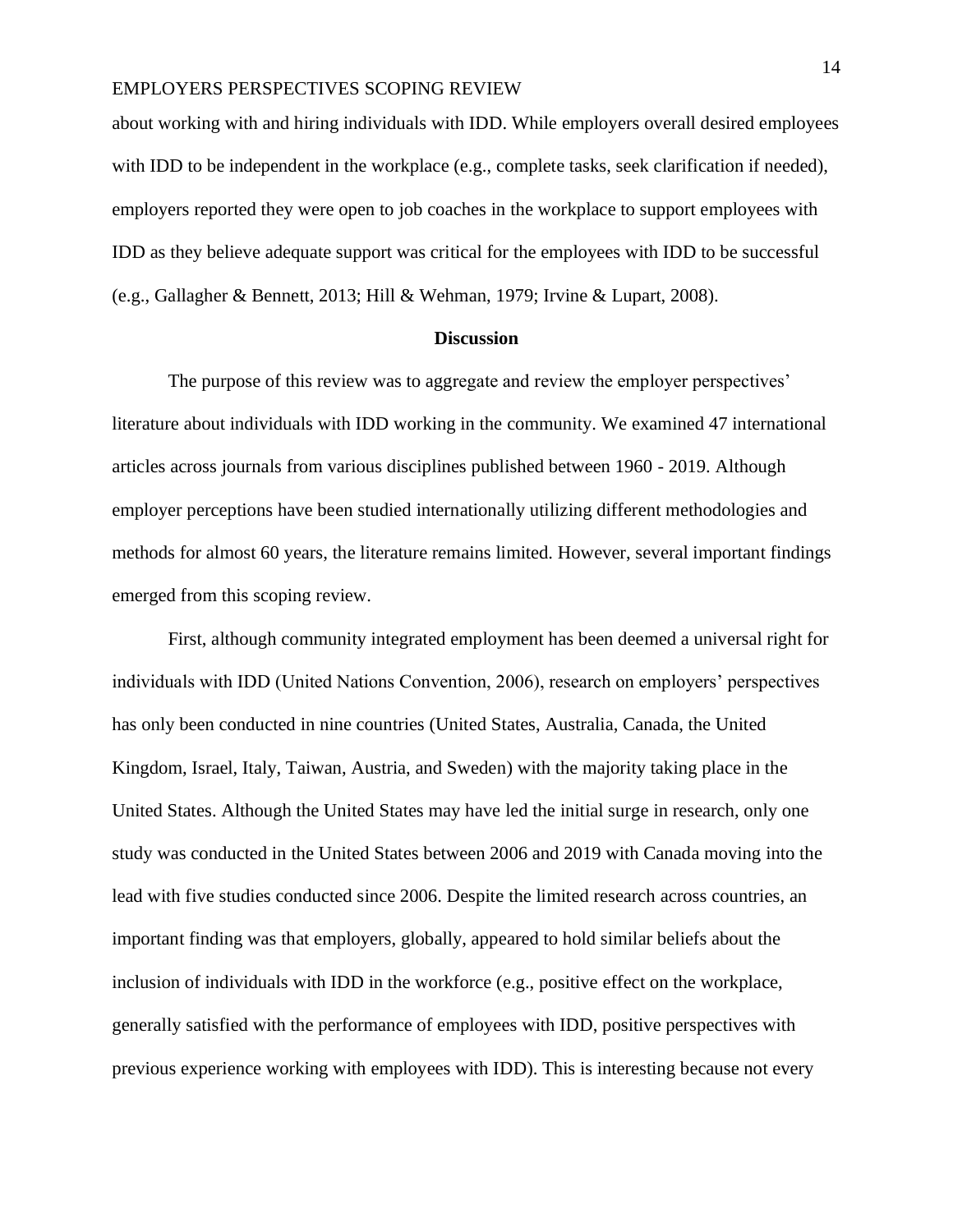about working with and hiring individuals with IDD. While employers overall desired employees with IDD to be independent in the workplace (e.g., complete tasks, seek clarification if needed), employers reported they were open to job coaches in the workplace to support employees with IDD as they believe adequate support was critical for the employees with IDD to be successful (e.g., Gallagher & Bennett, 2013; Hill & Wehman, 1979; Irvine & Lupart, 2008).

## Discussion

The purpose of this review was to aggregate and review the employer perspectives' literature about individuals with IDD working in the community. We examined 47 international articles across journals from various disciplines published between 1960 - 2019. Although employer perceptions have been studied internationally utilizing different methodologies and methods for almost 60 years, the literature remains limited. However, several important findings emerged from this scoping review.

First, although community integrated employment has been deemed a universal right for individuals with IDD (United Nations Convention, 2006), research on employers' perspectives has only been conducted in nine countries (United States, Australia, Canada, the United Kingdom, Israel, Italy, Taiwan, Austria, and Sweden) with the majority taking place in the United States. Although the United States may have led the initial surge in research, only one study was conducted in the United States between 2006 and 2019 with Canada moving into the lead with five studies conducted since 2006. Despite the limited research across countries, an important finding was that employers, globally, appeared to hold similar beliefs about the inclusion of individuals with IDD in the workforce (e.g., positive effect on the workplace, generally satisfied with the performance of employees with IDD, positive perspectives with previous experience working with employees with IDD). This is interesting because not every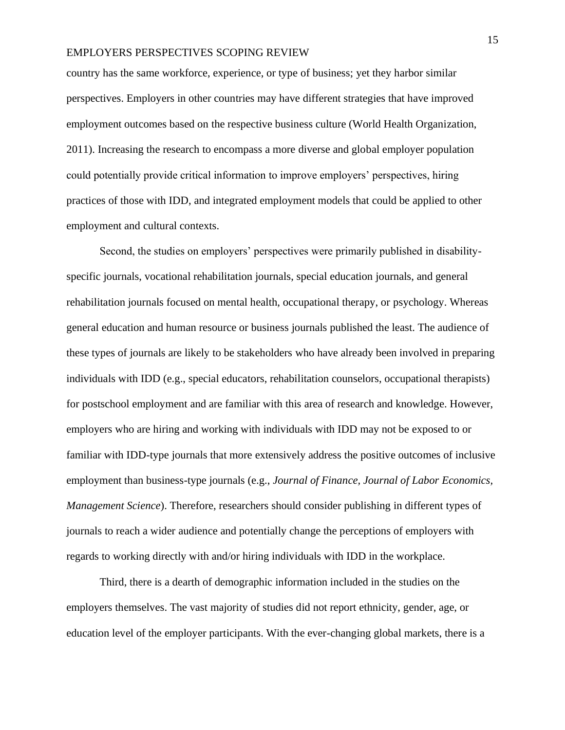country has the same workforce, experience, or type of business; yet they harbor similar perspectives. Employers in other countries may have different strategies that have improved employment outcomes based on the respective business culture (World Health Organization, 2011). Increasing the research to encompass a more diverse and global employer population could potentially provide critical information to improve employers' perspectives, hiring practices of those with IDD, and integrated employment models that could be applied to other employment and cultural contexts.

Second, the studies on employers' perspectives were primarily published in disability-specific journals, vocational rehabilitation journals, special education journals, and general rehabilitation journals focused on mental health, occupational therapy, or psychology. Whereas general education and human resource or business journals published the least. The audience of these types of journals are likely to be stakeholders who have already been involved in preparing individuals with IDD (e.g., special educators, rehabilitation counselors, occupational therapists) for postschool employment and are familiar with this area of research and knowledge. However, employers who are hiring and working with individuals with IDD may not be exposed to or familiar with IDD-type journals that more extensively address the positive outcomes of inclusive employment than business-type journals (e.g., *Journal of Finance, Journal of Labor Economics, Management Science*). Therefore, researchers should consider publishing in different types of journals to reach a wider audience and potentially change the perceptions of employers with regards to working directly with and/or hiring individuals with IDD in the workplace.

Third, there is a dearth of demographic information included in the studies on the employers themselves. The vast majority of studies did not report ethnicity, gender, age, or education level of the employer participants. With the ever-changing global markets, there is a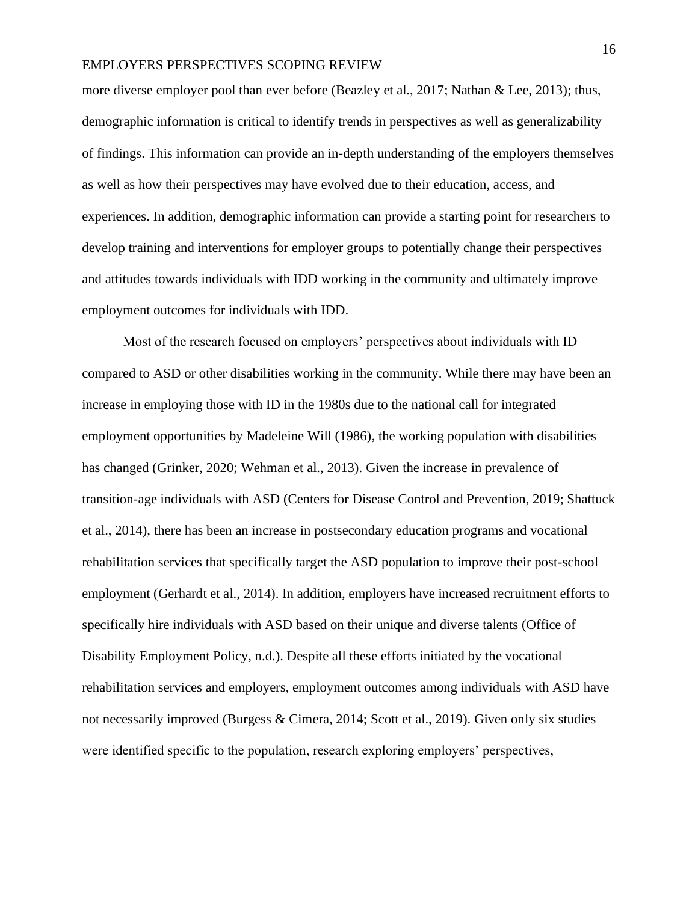more diverse employer pool than ever before (Beazley et al., 2017; Nathan & Lee, 2013); thus, demographic information is critical to identify trends in perspectives as well as generalizability of findings. This information can provide an in-depth understanding of the employers themselves as well as how their perspectives may have evolved due to their education, access, and experiences. In addition, demographic information can provide a starting point for researchers to develop training and interventions for employer groups to potentially change their perspectives and attitudes towards individuals with IDD working in the community and ultimately improve employment outcomes for individuals with IDD.

Most of the research focused on employers' perspectives about individuals with ID compared to ASD or other disabilities working in the community. While there may have been an increase in employing those with ID in the 1980s due to the national call for integrated employment opportunities by Madeleine Will (1986), the working population with disabilities has changed (Grinker, 2020; Wehman et al., 2013). Given the increase in prevalence of transition-age individuals with ASD (Centers for Disease Control and Prevention, 2019; Shattuck et al., 2014), there has been an increase in postsecondary education programs and vocational rehabilitation services that specifically target the ASD population to improve their post-school employment (Gerhardt et al., 2014). In addition, employers have increased recruitment efforts to specifically hire individuals with ASD based on their unique and diverse talents (Office of Disability Employment Policy, n.d.). Despite all these efforts initiated by the vocational rehabilitation services and employers, employment outcomes among individuals with ASD have not necessarily improved (Burgess & Cimera, 2014; Scott et al., 2019). Given only six studies were identified specific to the population, research exploring employers' perspectives,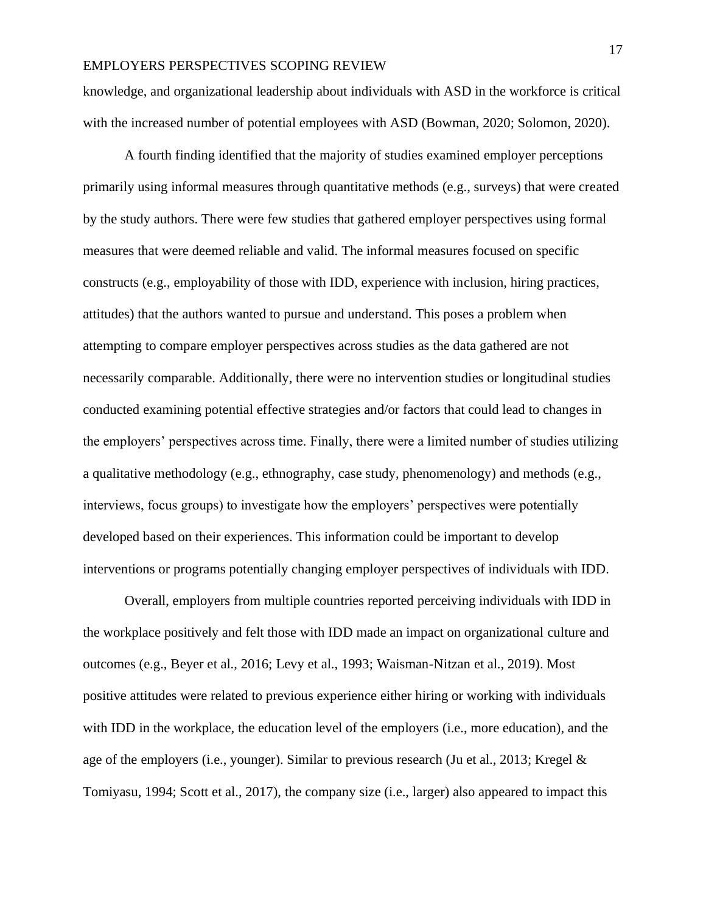knowledge, and organizational leadership about individuals with ASD in the workforce is critical with the increased number of potential employees with ASD (Bowman, 2020; Solomon, 2020).

A fourth finding identified that the majority of studies examined employer perceptions primarily using informal measures through quantitative methods (e.g., surveys) that were created by the study authors. There were few studies that gathered employer perspectives using formal measures that were deemed reliable and valid. The informal measures focused on specific constructs (e.g., employability of those with IDD, experience with inclusion, hiring practices, attitudes) that the authors wanted to pursue and understand. This poses a problem when attempting to compare employer perspectives across studies as the data gathered are not necessarily comparable. Additionally, there were no intervention studies or longitudinal studies conducted examining potential effective strategies and/or factors that could lead to changes in the employers' perspectives across time. Finally, there were a limited number of studies utilizing a qualitative methodology (e.g., ethnography, case study, phenomenology) and methods (e.g., interviews, focus groups) to investigate how the employers' perspectives were potentially developed based on their experiences. This information could be important to develop interventions or programs potentially changing employer perspectives of individuals with IDD.

Overall, employers from multiple countries reported perceiving individuals with IDD in the workplace positively and felt those with IDD made an impact on organizational culture and outcomes (e.g., Beyer et al., 2016; Levy et al., 1993; Waisman-Nitzan et al., 2019). Most positive attitudes were related to previous experience either hiring or working with individuals with IDD in the workplace, the education level of the employers (i.e., more education), and the age of the employers (i.e., younger). Similar to previous research (Ju et al., 2013; Kregel & Tomiyasu, 1994; Scott et al., 2017), the company size (i.e., larger) also appeared to impact this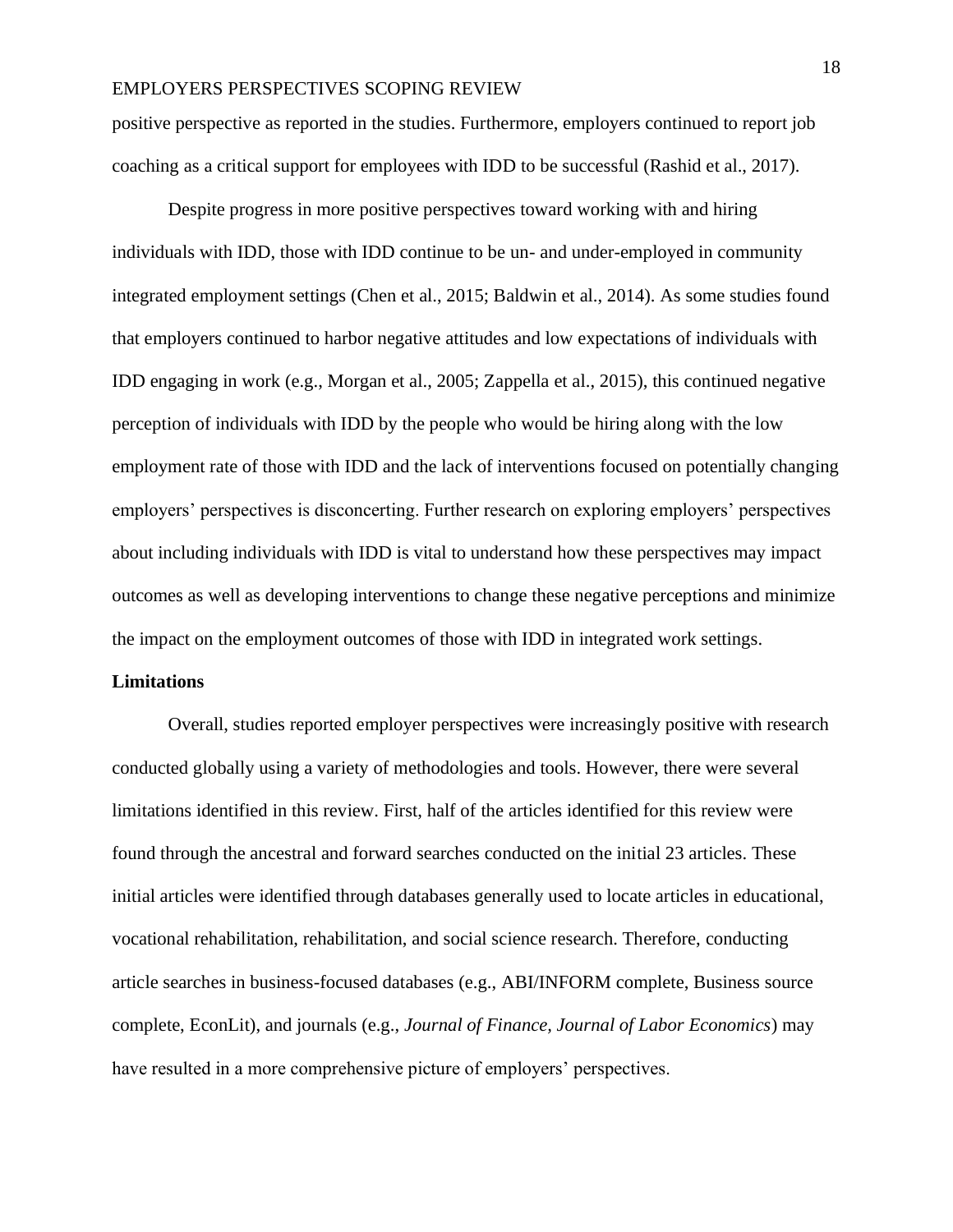positive perspective as reported in the studies. Furthermore, employers continued to report job coaching as a critical support for employees with IDD to be successful (Rashid et al., 2017).

Despite progress in more positive perspectives toward working with and hiring individuals with IDD, those with IDD continue to be un- and under-employed in community integrated employment settings (Chen et al., 2015; Baldwin et al., 2014). As some studies found that employers continued to harbor negative attitudes and low expectations of individuals with IDD engaging in work (e.g., Morgan et al., 2005; Zappella et al., 2015), this continued negative perception of individuals with IDD by the people who would be hiring along with the low employment rate of those with IDD and the lack of interventions focused on potentially changing employers' perspectives is disconcerting. Further research on exploring employers' perspectives about including individuals with IDD is vital to understand how these perspectives may impact outcomes as well as developing interventions to change these negative perceptions and minimize the impact on the employment outcomes of those with IDD in integrated work settings.

**Limitations**

Overall, studies reported employer perspectives were increasingly positive with research conducted globally using a variety of methodologies and tools. However, there were several limitations identified in this review. First, half of the articles identified for this review were found through the ancestral and forward searches conducted on the initial 23 articles. These initial articles were identified through databases generally used to locate articles in educational, vocational rehabilitation, rehabilitation, and social science research. Therefore, conducting article searches in business-focused databases (e.g., ABI/INFORM complete, Business source complete, EconLit), and journals (e.g., *Journal of Finance, Journal of Labor Economics*) may have resulted in a more comprehensive picture of employers' perspectives.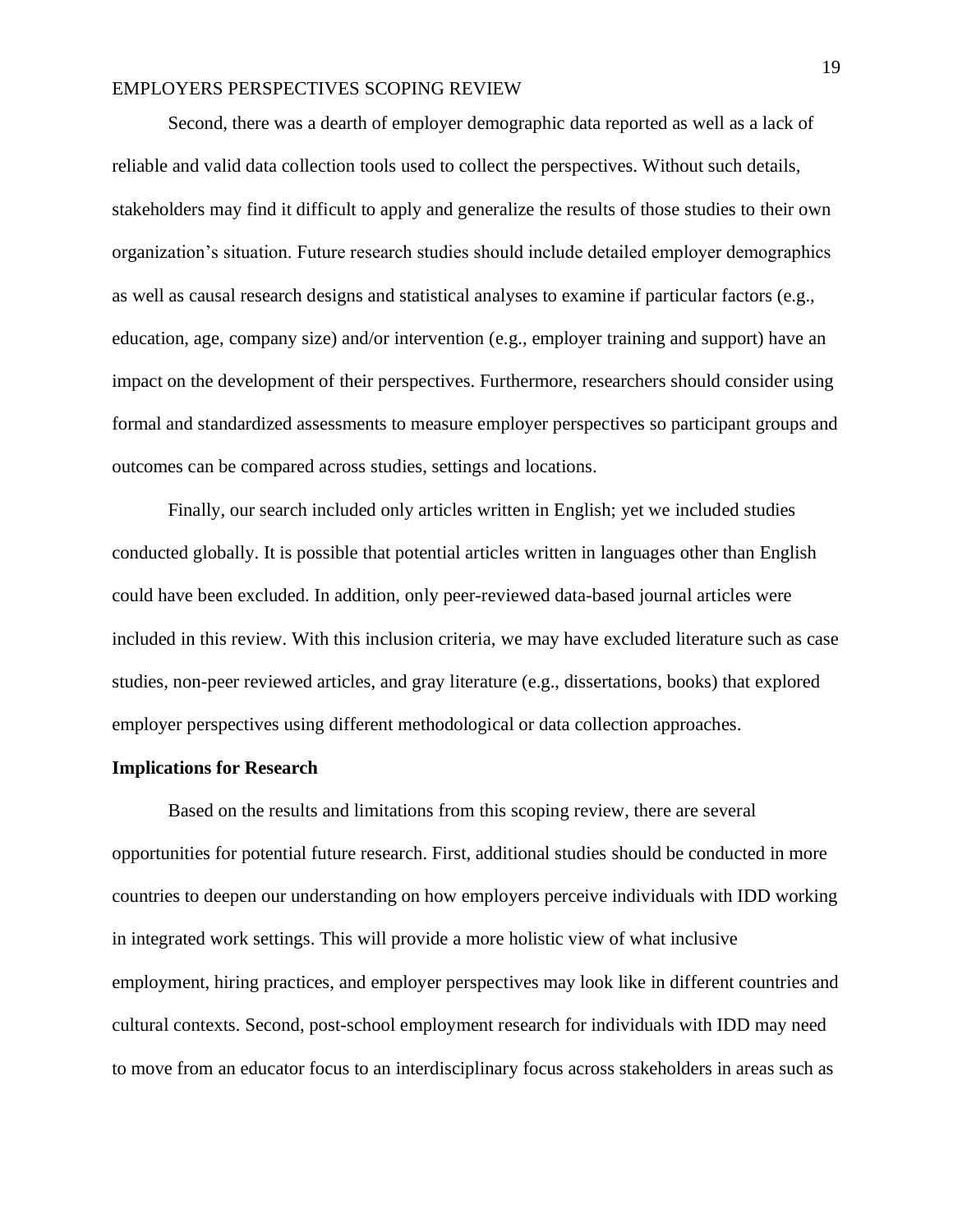Second, there was a dearth of employer demographic data reported as well as a lack of reliable and valid data collection tools used to collect the perspectives. Without such details, stakeholders may find it difficult to apply and generalize the results of those studies to their own organization's situation. Future research studies should include detailed employer demographics as well as causal research designs and statistical analyses to examine if particular factors (e.g., education, age, company size) and/or intervention (e.g., employer training and support) have an impact on the development of their perspectives. Furthermore, researchers should consider using formal and standardized assessments to measure employer perspectives so participant groups and outcomes can be compared across studies, settings and locations.

Finally, our search included only articles written in English; yet we included studies conducted globally. It is possible that potential articles written in languages other than English could have been excluded. In addition, only peer-reviewed data-based journal articles were included in this review. With this inclusion criteria, we may have excluded literature such as case studies, non-peer reviewed articles, and gray literature (e.g., dissertations, books) that explored employer perspectives using different methodological or data collection approaches.

**Implications for Research**

Based on the results and limitations from this scoping review, there are several opportunities for potential future research. First, additional studies should be conducted in more countries to deepen our understanding on how employers perceive individuals with IDD working in integrated work settings. This will provide a more holistic view of what inclusive employment, hiring practices, and employer perspectives may look like in different countries and cultural contexts. Second, post-school employment research for individuals with IDD may need to move from an educator focus to an interdisciplinary focus across stakeholders in areas such as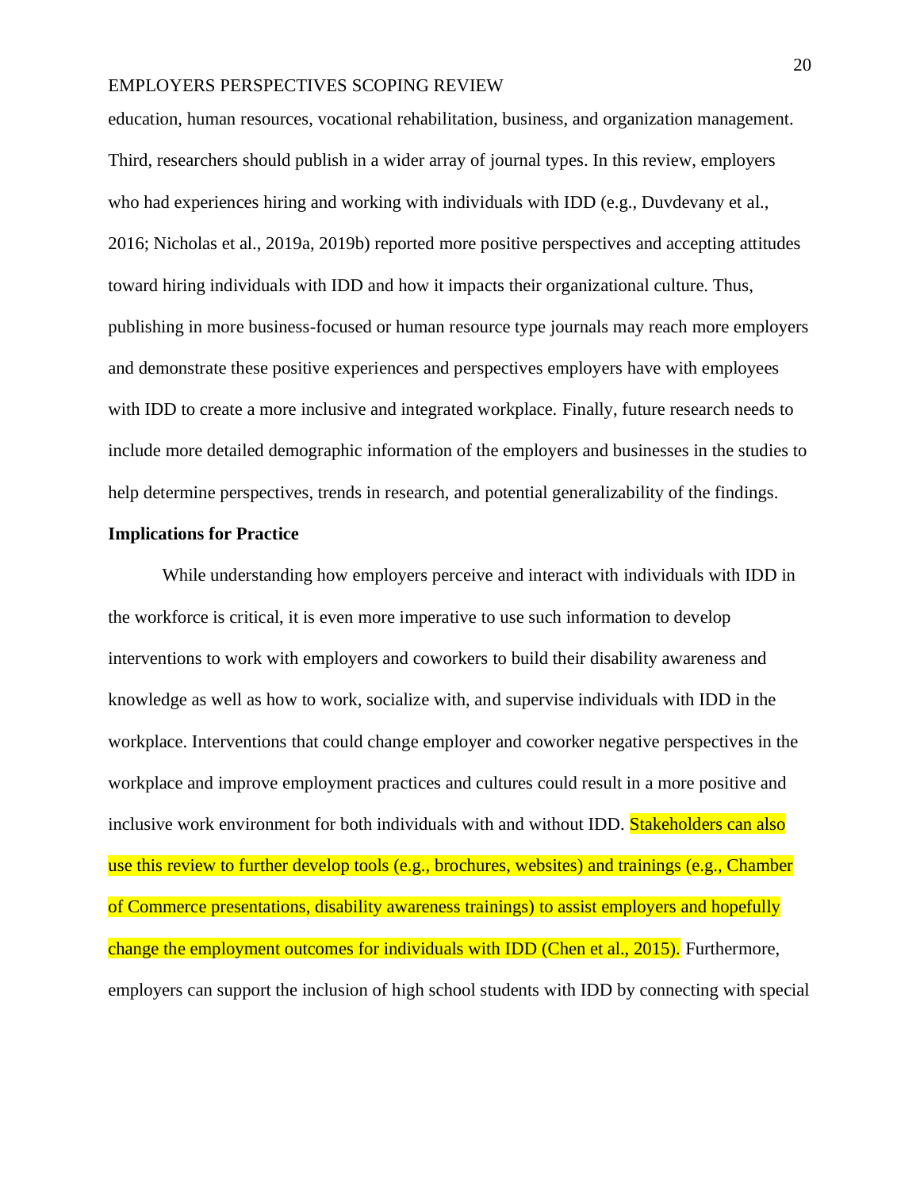education, human resources, vocational rehabilitation, business, and organization management. Third, researchers should publish in a wider array of journal types. In this review, employers who had experiences hiring and working with individuals with IDD (e.g., Duvdevany et al., 2016; Nicholas et al., 2019a, 2019b) reported more positive perspectives and accepting attitudes toward hiring individuals with IDD and how it impacts their organizational culture. Thus, publishing in more business-focused or human resource type journals may reach more employers and demonstrate these positive experiences and perspectives employers have with employees with IDD to create a more inclusive and integrated workplace. Finally, future research needs to include more detailed demographic information of the employers and businesses in the studies to help determine perspectives, trends in research, and potential generalizability of the findings.

**Implications for Practice**

While understanding how employers perceive and interact with individuals with IDD in the workforce is critical, it is even more imperative to use such information to develop interventions to work with employers and coworkers to build their disability awareness and knowledge as well as how to work, socialize with, and supervise individuals with IDD in the workplace. Interventions that could change employer and coworker negative perspectives in the workplace and improve employment practices and cultures could result in a more positive and inclusive work environment for both individuals with and without IDD. Stakeholders can also use this review to further develop tools (e.g., brochures, websites) and trainings (e.g., Chamber of Commerce presentations, disability awareness trainings) to assist employers and hopefully change the employment outcomes for individuals with IDD (Chen et al., 2015). Furthermore, employers can support the inclusion of high school students with IDD by connecting with special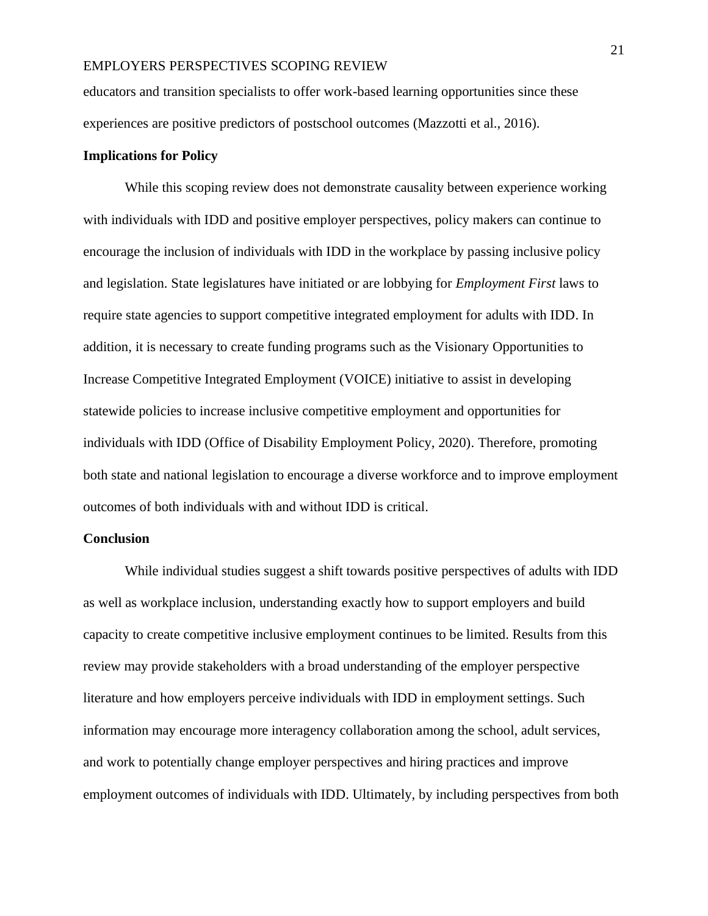educators and transition specialists to offer work-based learning opportunities since these experiences are positive predictors of postschool outcomes (Mazzotti et al., 2016).

## Implications for Policy

While this scoping review does not demonstrate causality between experience working with individuals with IDD and positive employer perspectives, policy makers can continue to encourage the inclusion of individuals with IDD in the workplace by passing inclusive policy and legislation. State legislatures have initiated or are lobbying for *Employment First* laws to require state agencies to support competitive integrated employment for adults with IDD. In addition, it is necessary to create funding programs such as the Visionary Opportunities to Increase Competitive Integrated Employment (VOICE) initiative to assist in developing statewide policies to increase inclusive competitive employment and opportunities for individuals with IDD (Office of Disability Employment Policy, 2020). Therefore, promoting both state and national legislation to encourage a diverse workforce and to improve employment outcomes of both individuals with and without IDD is critical.

## Conclusion

While individual studies suggest a shift towards positive perspectives of adults with IDD as well as workplace inclusion, understanding exactly how to support employers and build capacity to create competitive inclusive employment continues to be limited. Results from this review may provide stakeholders with a broad understanding of the employer perspective literature and how employers perceive individuals with IDD in employment settings. Such information may encourage more interagency collaboration among the school, adult services, and work to potentially change employer perspectives and hiring practices and improve employment outcomes of individuals with IDD. Ultimately, by including perspectives from both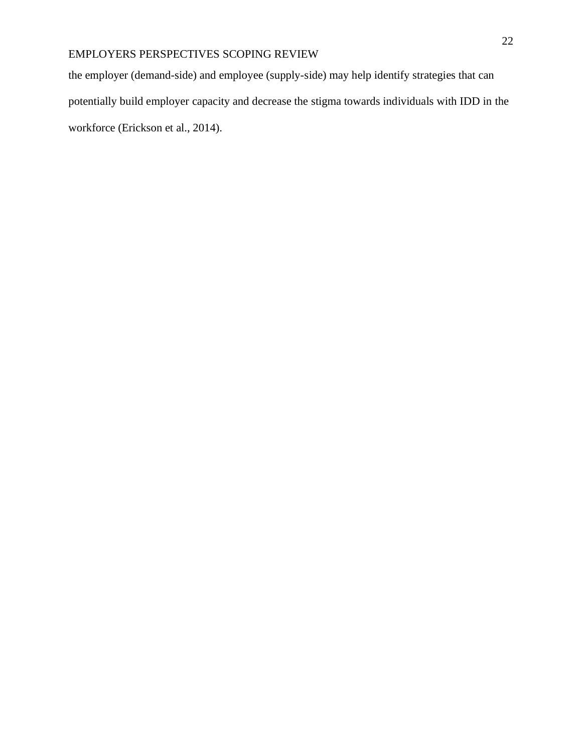the employer (demand-side) and employee (supply-side) may help identify strategies that can potentially build employer capacity and decrease the stigma towards individuals with IDD in the workforce (Erickson et al., 2014).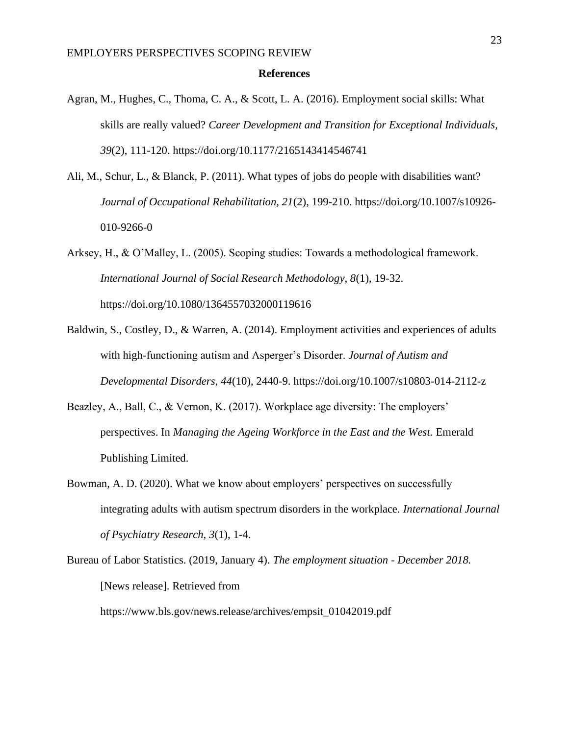## References

Agran, M., Hughes, C., Thoma, C. A., & Scott, L. A. (2016). Employment social skills: What skills are really valued? *Career Development and Transition for Exceptional Individuals*, *39*(2), 111-120. https://doi.org/10.1177/2165143414546741

Ali, M., Schur, L., & Blanck, P. (2011). What types of jobs do people with disabilities want? *Journal of Occupational Rehabilitation, 21*(2), 199-210. https://doi.org/10.1007/s10926-010-9266-0

Arksey, H., & O'Malley, L. (2005). Scoping studies: Towards a methodological framework. *International Journal of Social Research Methodology, 8*(1), 19-32. https://doi.org/10.1080/1364557032000119616

Baldwin, S., Costley, D., & Warren, A. (2014). Employment activities and experiences of adults with high-functioning autism and Asperger's Disorder. *Journal of Autism and Developmental Disorders, 44*(10), 2440-9. https://doi.org/10.1007/s10803-014-2112-z

Beazley, A., Ball, C., & Vernon, K. (2017). Workplace age diversity: The employers' perspectives. In *Managing the Ageing Workforce in the East and the West.* Emerald Publishing Limited.

Bowman, A. D. (2020). What we know about employers' perspectives on successfully integrating adults with autism spectrum disorders in the workplace. *International Journal of Psychiatry Research, 3*(1), 1-4.

Bureau of Labor Statistics. (2019, January 4). *The employment situation - December 2018.* [News release]. Retrieved from https://www.bls.gov/news.release/archives/empsit_01042019.pdf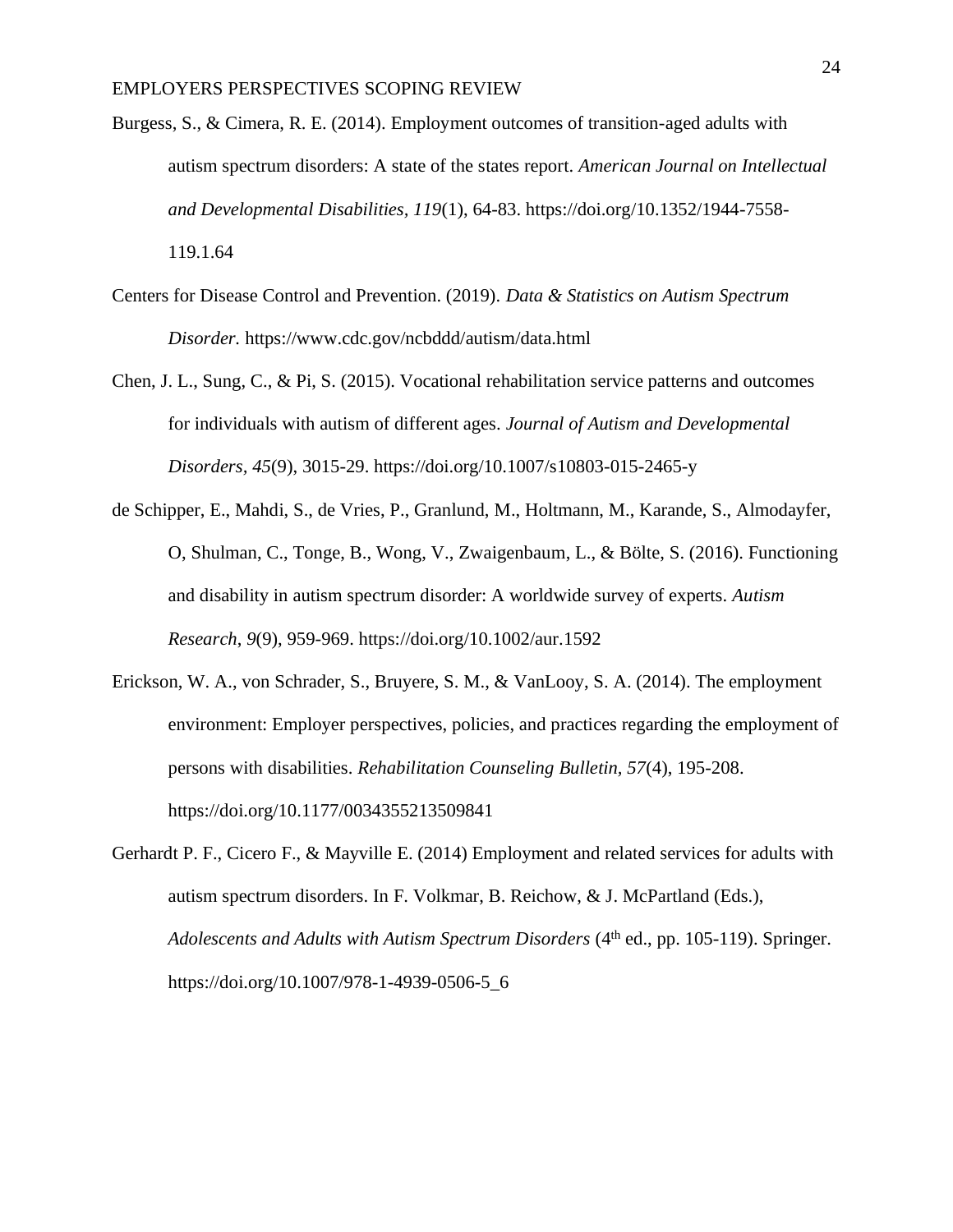Burgess, S., & Cimera, R. E. (2014). Employment outcomes of transition-aged adults with autism spectrum disorders: A state of the states report. *American Journal on Intellectual and Developmental Disabilities*, *119*(1), 64-83. https://doi.org/10.1352/1944-7558-119.1.64

Centers for Disease Control and Prevention. (2019). *Data & Statistics on Autism Spectrum Disorder.* https://www.cdc.gov/ncbddd/autism/data.html

Chen, J. L., Sung, C., & Pi, S. (2015). Vocational rehabilitation service patterns and outcomes for individuals with autism of different ages. *Journal of Autism and Developmental Disorders, 45*(9), 3015-29. https://doi.org/10.1007/s10803-015-2465-y

de Schipper, E., Mahdi, S., de Vries, P., Granlund, M., Holtmann, M., Karande, S., Almodayfer, O, Shulman, C., Tonge, B., Wong, V., Zwaigenbaum, L., & Bölte, S. (2016). Functioning and disability in autism spectrum disorder: A worldwide survey of experts. *Autism Research*, *9*(9), 959-969. https://doi.org/10.1002/aur.1592

Erickson, W. A., von Schrader, S., Bruyere, S. M., & VanLooy, S. A. (2014). The employment environment: Employer perspectives, policies, and practices regarding the employment of persons with disabilities. *Rehabilitation Counseling Bulletin*, *57*(4), 195-208. https://doi.org/10.1177/0034355213509841

Gerhardt P. F., Cicero F., & Mayville E. (2014) Employment and related services for adults with autism spectrum disorders. In F. Volkmar, B. Reichow, & J. McPartland (Eds.), *Adolescents and Adults with Autism Spectrum Disorders* (4th ed., pp. 105-119). Springer. https://doi.org/10.1007/978-1-4939-0506-5_6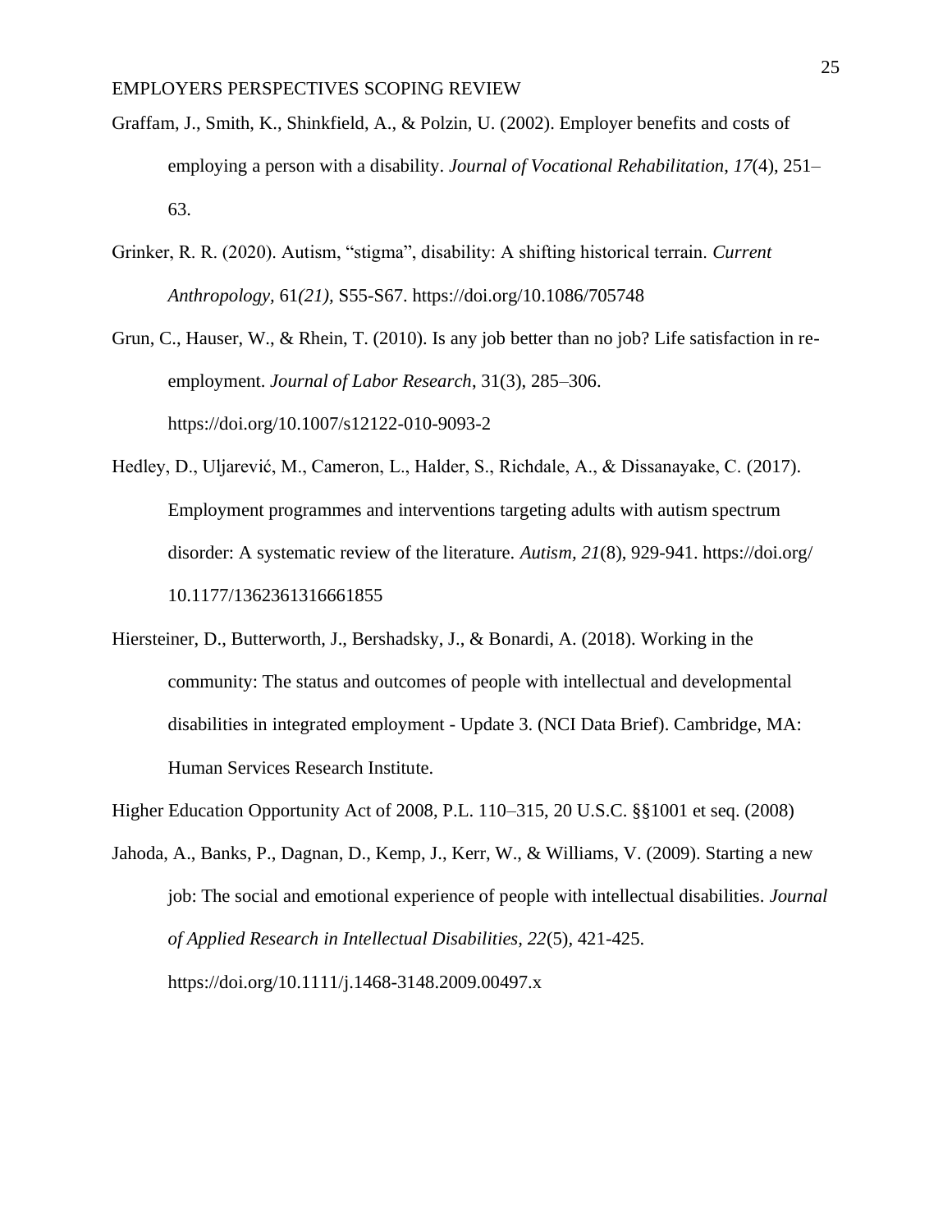Graffam, J., Smith, K., Shinkfield, A., & Polzin, U. (2002). Employer benefits and costs of employing a person with a disability. *Journal of Vocational Rehabilitation*, *17*(4), 251–63.

Grinker, R. R. (2020). Autism, "stigma", disability: A shifting historical terrain. *Current Anthropology,* 61*(21),* S55-S67. https://doi.org/10.1086/705748

Grun, C., Hauser, W., & Rhein, T. (2010). Is any job better than no job? Life satisfaction in re-employment. *Journal of Labor Research*, 31(3), 285–306. https://doi.org/10.1007/s12122-010-9093-2

Hedley, D., Uljarević, M., Cameron, L., Halder, S., Richdale, A., & Dissanayake, C. (2017). Employment programmes and interventions targeting adults with autism spectrum disorder: A systematic review of the literature. *Autism, 21*(8), 929-941. https://doi.org/ 10.1177/1362361316661855

Hiersteiner, D., Butterworth, J., Bershadsky, J., & Bonardi, A. (2018). Working in the community: The status and outcomes of people with intellectual and developmental disabilities in integrated employment - Update 3. (NCI Data Brief). Cambridge, MA: Human Services Research Institute.

Higher Education Opportunity Act of 2008, P.L. 110–315, 20 U.S.C. §§1001 et seq. (2008)

Jahoda, A., Banks, P., Dagnan, D., Kemp, J., Kerr, W., & Williams, V. (2009). Starting a new job: The social and emotional experience of people with intellectual disabilities. *Journal of Applied Research in Intellectual Disabilities, 22*(5), 421-425. https://doi.org/10.1111/j.1468-3148.2009.00497.x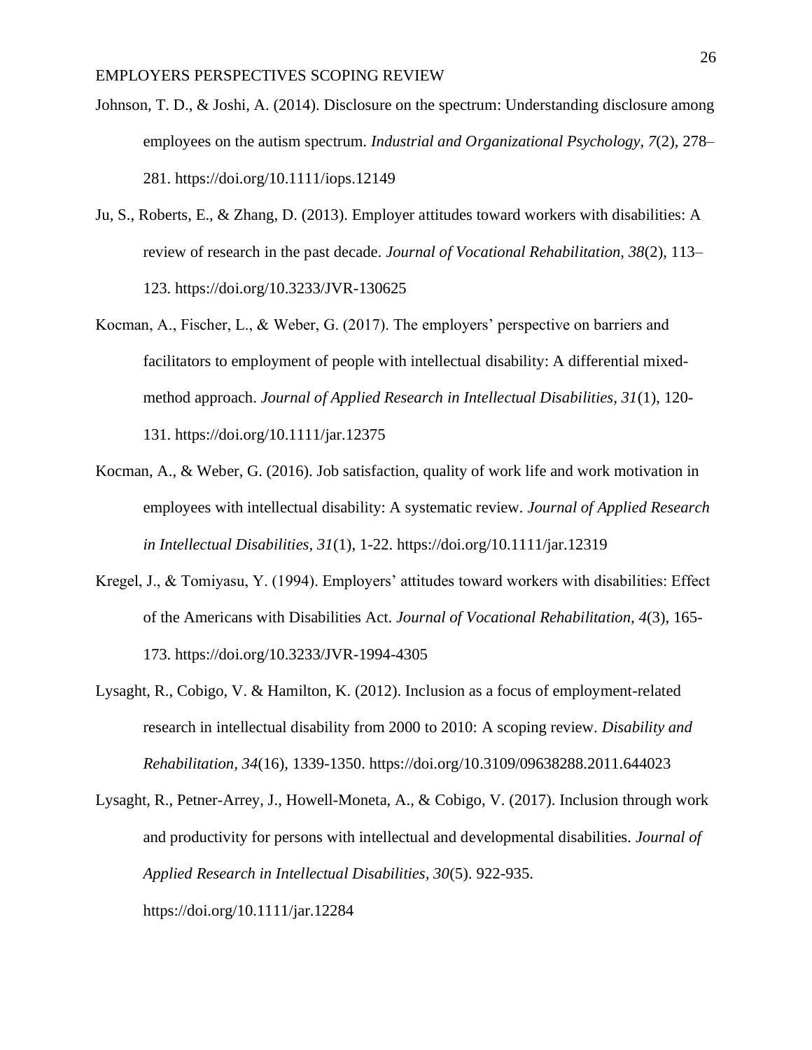Johnson, T. D., & Joshi, A. (2014). Disclosure on the spectrum: Understanding disclosure among employees on the autism spectrum. *Industrial and Organizational Psychology, 7*(2), 278–281. https://doi.org/10.1111/iops.12149

Ju, S., Roberts, E., & Zhang, D. (2013). Employer attitudes toward workers with disabilities: A review of research in the past decade. *Journal of Vocational Rehabilitation, 38*(2), 113–123. https://doi.org/10.3233/JVR-130625

Kocman, A., Fischer, L., & Weber, G. (2017). The employers' perspective on barriers and facilitators to employment of people with intellectual disability: A differential mixed-method approach. *Journal of Applied Research in Intellectual Disabilities, 31*(1), 120-131. https://doi.org/10.1111/jar.12375

Kocman, A., & Weber, G. (2016). Job satisfaction, quality of work life and work motivation in employees with intellectual disability: A systematic review. *Journal of Applied Research in Intellectual Disabilities, 31*(1), 1-22. https://doi.org/10.1111/jar.12319

Kregel, J., & Tomiyasu, Y. (1994). Employers' attitudes toward workers with disabilities: Effect of the Americans with Disabilities Act. *Journal of Vocational Rehabilitation, 4*(3), 165-173. https://doi.org/10.3233/JVR-1994-4305

Lysaght, R., Cobigo, V. & Hamilton, K. (2012). Inclusion as a focus of employment-related research in intellectual disability from 2000 to 2010: A scoping review. *Disability and Rehabilitation, 34*(16), 1339-1350. https://doi.org/10.3109/09638288.2011.644023

Lysaght, R., Petner-Arrey, J., Howell-Moneta, A., & Cobigo, V. (2017). Inclusion through work and productivity for persons with intellectual and developmental disabilities. *Journal of Applied Research in Intellectual Disabilities, 30*(5). 922-935. https://doi.org/10.1111/jar.12284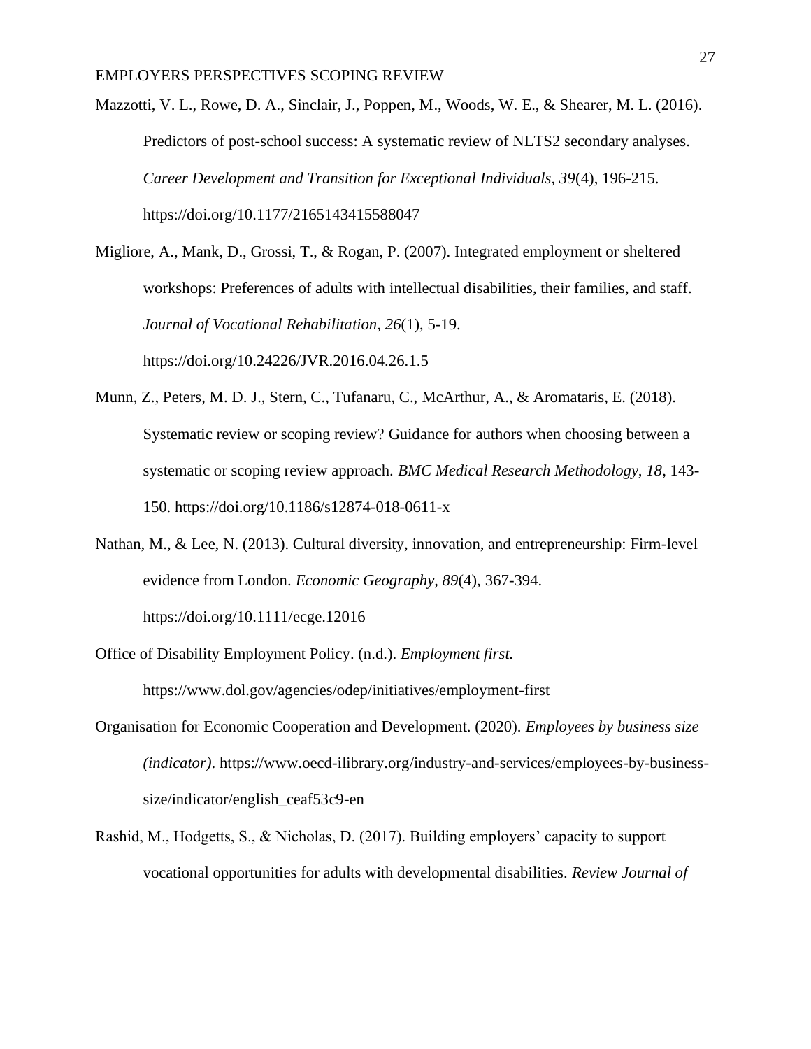Mazzotti, V. L., Rowe, D. A., Sinclair, J., Poppen, M., Woods, W. E., & Shearer, M. L. (2016). Predictors of post-school success: A systematic review of NLTS2 secondary analyses. *Career Development and Transition for Exceptional Individuals*, *39*(4), 196-215. https://doi.org/10.1177/2165143415588047

Migliore, A., Mank, D., Grossi, T., & Rogan, P. (2007). Integrated employment or sheltered workshops: Preferences of adults with intellectual disabilities, their families, and staff. *Journal of Vocational Rehabilitation*, *26*(1), 5-19. https://doi.org/10.24226/JVR.2016.04.26.1.5

Munn, Z., Peters, M. D. J., Stern, C., Tufanaru, C., McArthur, A., & Aromataris, E. (2018). Systematic review or scoping review? Guidance for authors when choosing between a systematic or scoping review approach. *BMC Medical Research Methodology*, *18*, 143-150. https://doi.org/10.1186/s12874-018-0611-x

Nathan, M., & Lee, N. (2013). Cultural diversity, innovation, and entrepreneurship: Firm-level evidence from London. *Economic Geography*, *89*(4), 367-394. https://doi.org/10.1111/ecge.12016

Office of Disability Employment Policy. (n.d.). *Employment first.* https://www.dol.gov/agencies/odep/initiatives/employment-first

Organisation for Economic Cooperation and Development. (2020). *Employees by business size (indicator)*. https://www.oecd-ilibrary.org/industry-and-services/employees-by-business-size/indicator/english_ceaf53c9-en

Rashid, M., Hodgetts, S., & Nicholas, D. (2017). Building employers' capacity to support vocational opportunities for adults with developmental disabilities. *Review Journal of*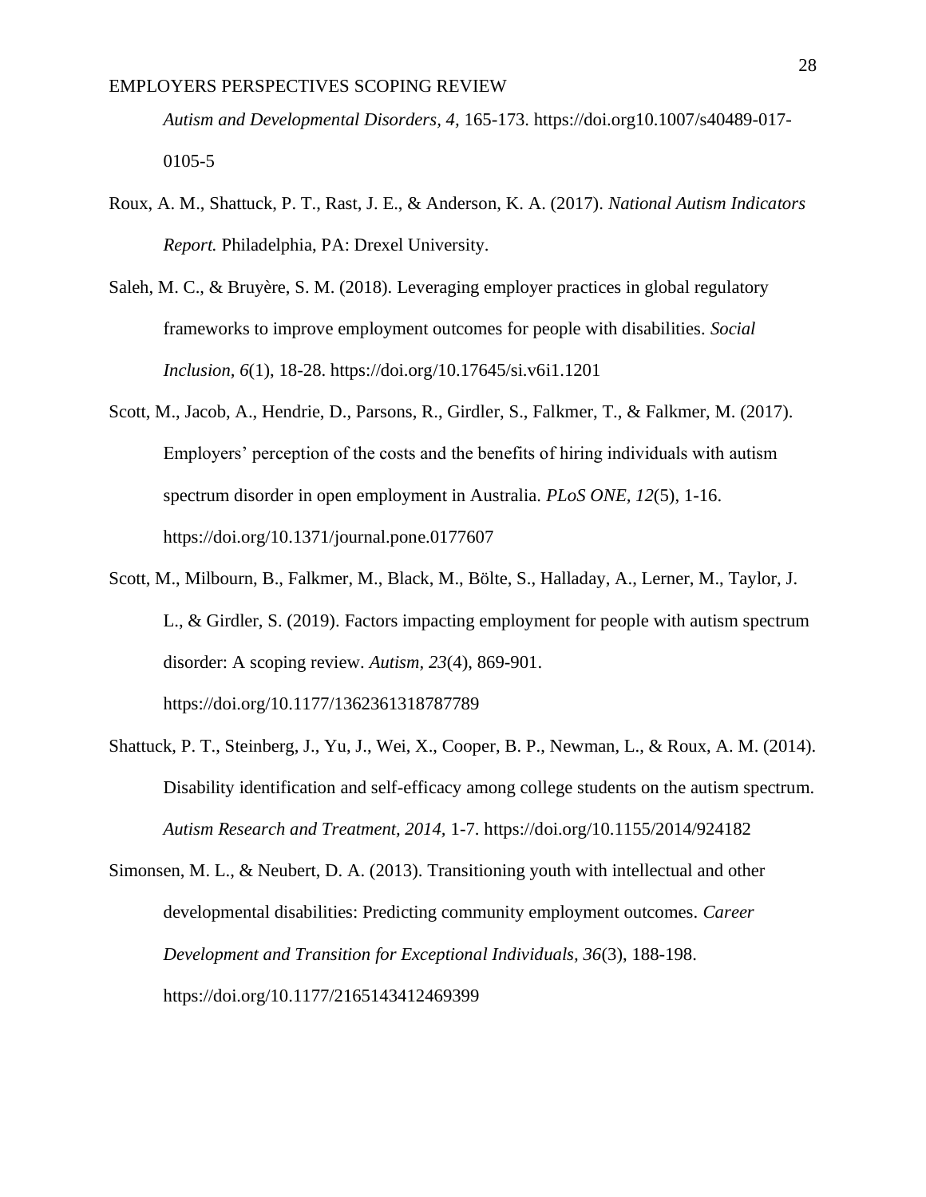*Autism and Developmental Disorders, 4*, 165-173. https://doi.org10.1007/s40489-017-0105-5

Roux, A. M., Shattuck, P. T., Rast, J. E., & Anderson, K. A. (2017). *National Autism Indicators Report.* Philadelphia, PA: Drexel University.

Saleh, M. C., & Bruyère, S. M. (2018). Leveraging employer practices in global regulatory frameworks to improve employment outcomes for people with disabilities. *Social Inclusion, 6*(1), 18-28. https://doi.org/10.17645/si.v6i1.1201

Scott, M., Jacob, A., Hendrie, D., Parsons, R., Girdler, S., Falkmer, T., & Falkmer, M. (2017). Employers' perception of the costs and the benefits of hiring individuals with autism spectrum disorder in open employment in Australia. *PLoS ONE, 12*(5), 1-16. https://doi.org/10.1371/journal.pone.0177607

Scott, M., Milbourn, B., Falkmer, M., Black, M., Bölte, S., Halladay, A., Lerner, M., Taylor, J. L., & Girdler, S. (2019). Factors impacting employment for people with autism spectrum disorder: A scoping review. *Autism, 23*(4), 869-901. https://doi.org/10.1177/1362361318787789

Shattuck, P. T., Steinberg, J., Yu, J., Wei, X., Cooper, B. P., Newman, L., & Roux, A. M. (2014). Disability identification and self-efficacy among college students on the autism spectrum. *Autism Research and Treatment, 2014*, 1-7. https://doi.org/10.1155/2014/924182

Simonsen, M. L., & Neubert, D. A. (2013). Transitioning youth with intellectual and other developmental disabilities: Predicting community employment outcomes. *Career Development and Transition for Exceptional Individuals, 36*(3), 188-198. https://doi.org/10.1177/2165143412469399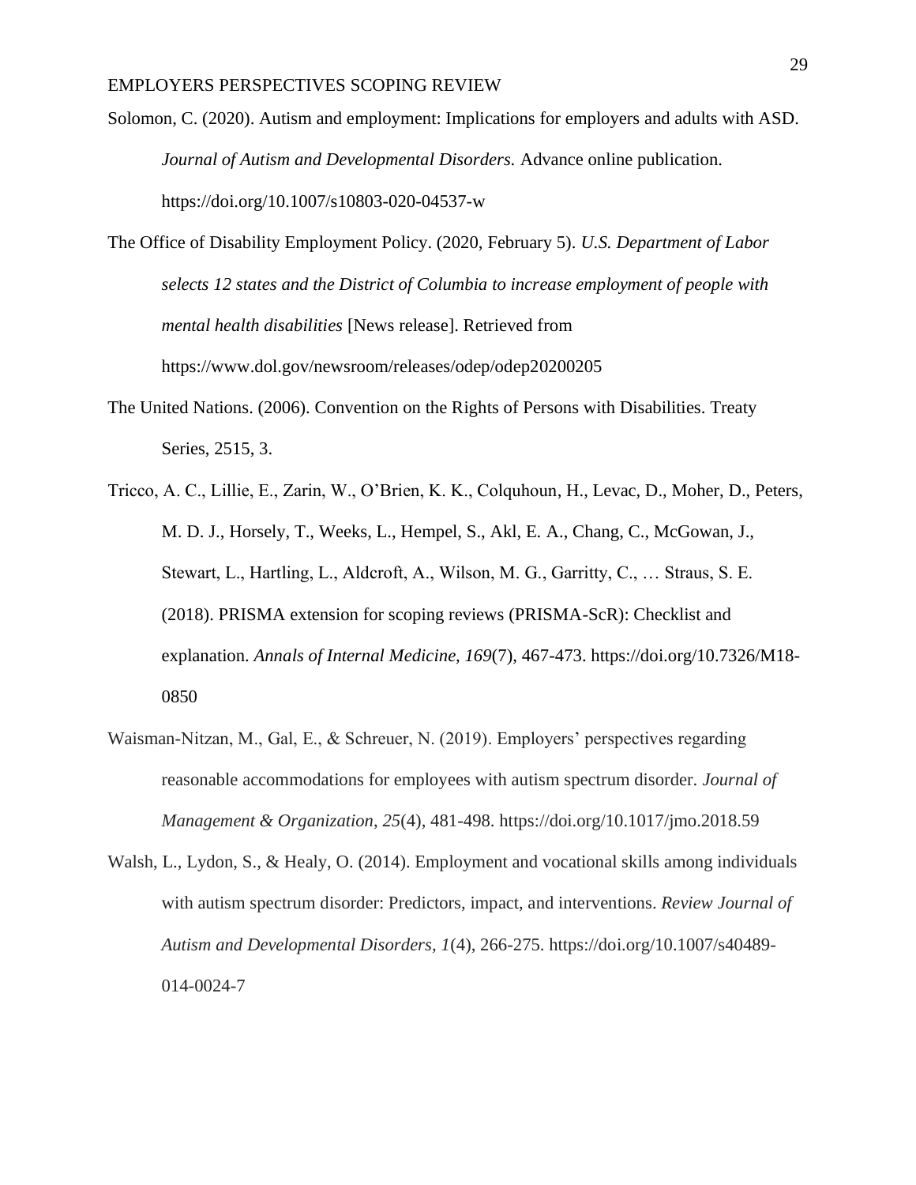Solomon, C. (2020). Autism and employment: Implications for employers and adults with ASD. *Journal of Autism and Developmental Disorders.* Advance online publication. https://doi.org/10.1007/s10803-020-04537-w

The Office of Disability Employment Policy. (2020, February 5). *U.S. Department of Labor selects 12 states and the District of Columbia to increase employment of people with mental health disabilities* [News release]. Retrieved from https://www.dol.gov/newsroom/releases/odep/odep20200205

The United Nations. (2006). Convention on the Rights of Persons with Disabilities. Treaty Series, 2515, 3.

Tricco, A. C., Lillie, E., Zarin, W., O'Brien, K. K., Colquhoun, H., Levac, D., Moher, D., Peters, M. D. J., Horsely, T., Weeks, L., Hempel, S., Akl, E. A., Chang, C., McGowan, J., Stewart, L., Hartling, L., Aldcroft, A., Wilson, M. G., Garritty, C., … Straus, S. E. (2018). PRISMA extension for scoping reviews (PRISMA-ScR): Checklist and explanation. *Annals of Internal Medicine, 169*(7), 467-473. https://doi.org/10.7326/M18-0850

Waisman-Nitzan, M., Gal, E., & Schreuer, N. (2019). Employers' perspectives regarding reasonable accommodations for employees with autism spectrum disorder. *Journal of Management & Organization*, *25*(4), 481-498. https://doi.org/10.1017/jmo.2018.59

Walsh, L., Lydon, S., & Healy, O. (2014). Employment and vocational skills among individuals with autism spectrum disorder: Predictors, impact, and interventions. *Review Journal of Autism and Developmental Disorders*, *1*(4), 266-275. https://doi.org/10.1007/s40489-014-0024-7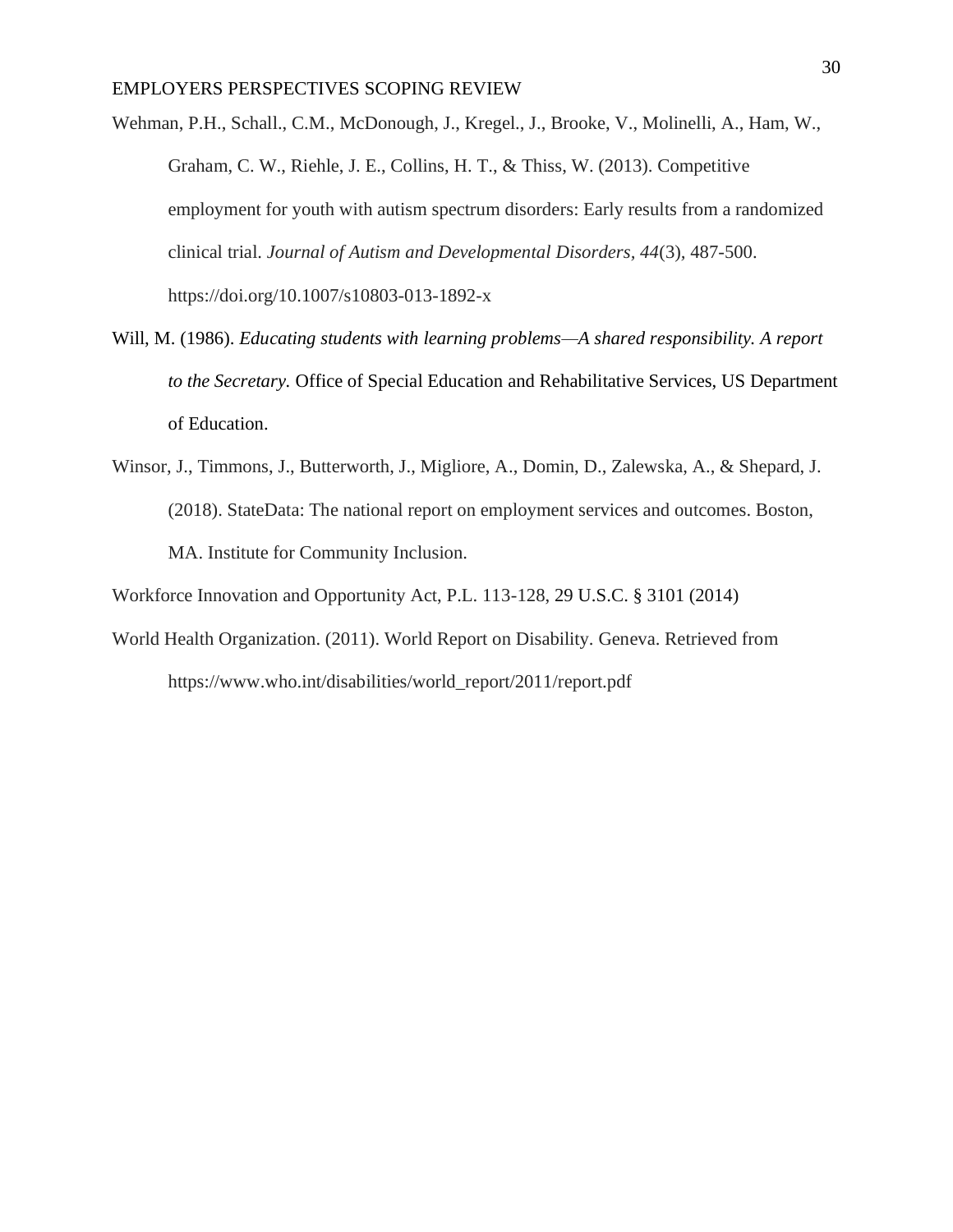Wehman, P.H., Schall., C.M., McDonough, J., Kregel., J., Brooke, V., Molinelli, A., Ham, W., Graham, C. W., Riehle, J. E., Collins, H. T., & Thiss, W. (2013). Competitive employment for youth with autism spectrum disorders: Early results from a randomized clinical trial. *Journal of Autism and Developmental Disorders, 44*(3), 487-500. https://doi.org/10.1007/s10803-013-1892-x

Will, M. (1986). *Educating students with learning problems—A shared responsibility. A report to the Secretary.* Office of Special Education and Rehabilitative Services, US Department of Education.

Winsor, J., Timmons, J., Butterworth, J., Migliore, A., Domin, D., Zalewska, A., & Shepard, J. (2018). StateData: The national report on employment services and outcomes. Boston, MA. Institute for Community Inclusion.

Workforce Innovation and Opportunity Act, P.L. 113-128, 29 U.S.C. § 3101 (2014)

World Health Organization. (2011). World Report on Disability. Geneva. Retrieved from https://www.who.int/disabilities/world_report/2011/report.pdf